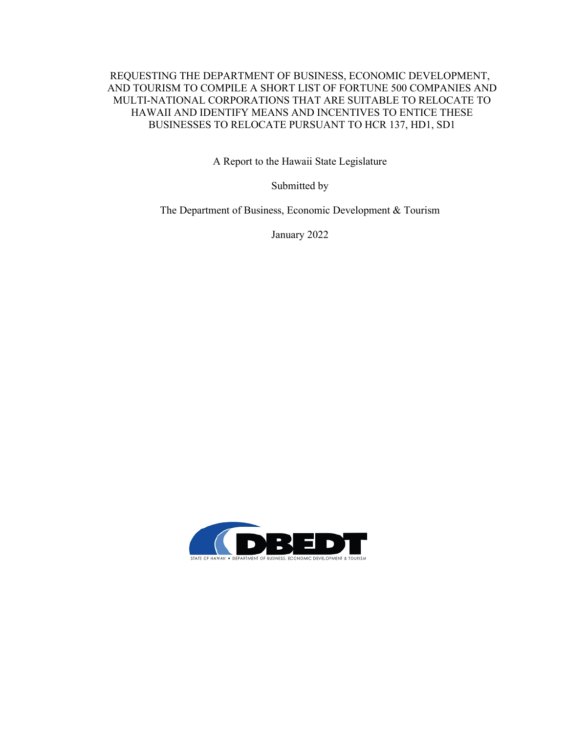# REQUESTING THE DEPARTMENT OF BUSINESS, ECONOMIC DEVELOPMENT, AND TOURISM TO COMPILE A SHORT LIST OF FORTUNE 500 COMPANIES AND MULTI-NATIONAL CORPORATIONS THAT ARE SUITABLE TO RELOCATE TO HAWAII AND IDENTIFY MEANS AND INCENTIVES TO ENTICE THESE BUSINESSES TO RELOCATE PURSUANT TO HCR 137, HD1, SD1

A Report to the Hawaii State Legislature

Submitted by

The Department of Business, Economic Development & Tourism

January 2022

DBEDT

STATE OF HAWAII • DEPARTMENT OF BUSINESS, ECONOMIC DEVELOPMENT & TOURISM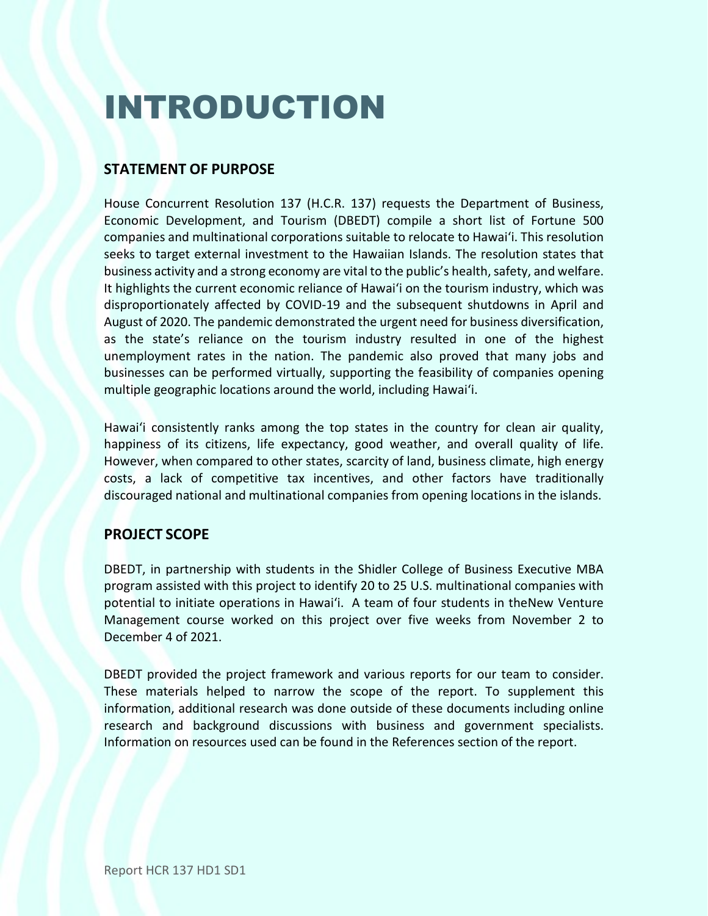# INTRODUCTION

## STATEMENT OF PURPOSE

House Concurrent Resolution 137 (H.C.R. 137) requests the Department of Business, Economic Development, and Tourism (DBEDT) compile a short list of Fortune 500 companies and multinational corporations suitable to relocate to Hawaiʻi. This resolution seeks to target external investment to the Hawaiian Islands. The resolution states that business activity and a strong economy are vital to the public's health, safety, and welfare. It highlights the current economic reliance of Hawaiʻi on the tourism industry, which was disproportionately affected by COVID-19 and the subsequent shutdowns in April and August of 2020. The pandemic demonstrated the urgent need for business diversification, as the state's reliance on the tourism industry resulted in one of the highest unemployment rates in the nation. The pandemic also proved that many jobs and businesses can be performed virtually, supporting the feasibility of companies opening multiple geographic locations around the world, including Hawaiʻi.

Hawaiʻi consistently ranks among the top states in the country for clean air quality, happiness of its citizens, life expectancy, good weather, and overall quality of life. However, when compared to other states, scarcity of land, business climate, high energy costs, a lack of competitive tax incentives, and other factors have traditionally discouraged national and multinational companies from opening locations in the islands.

## PROJECT SCOPE

DBEDT, in partnership with students in the Shidler College of Business Executive MBA program assisted with this project to identify 20 to 25 U.S. multinational companies with potential to initiate operations in Hawaiʻi. A team of four students in theNew Venture Management course worked on this project over five weeks from November 2 to December 4 of 2021.

DBEDT provided the project framework and various reports for our team to consider. These materials helped to narrow the scope of the report. To supplement this information, additional research was done outside of these documents including online research and background discussions with business and government specialists. Information on resources used can be found in the References section of the report.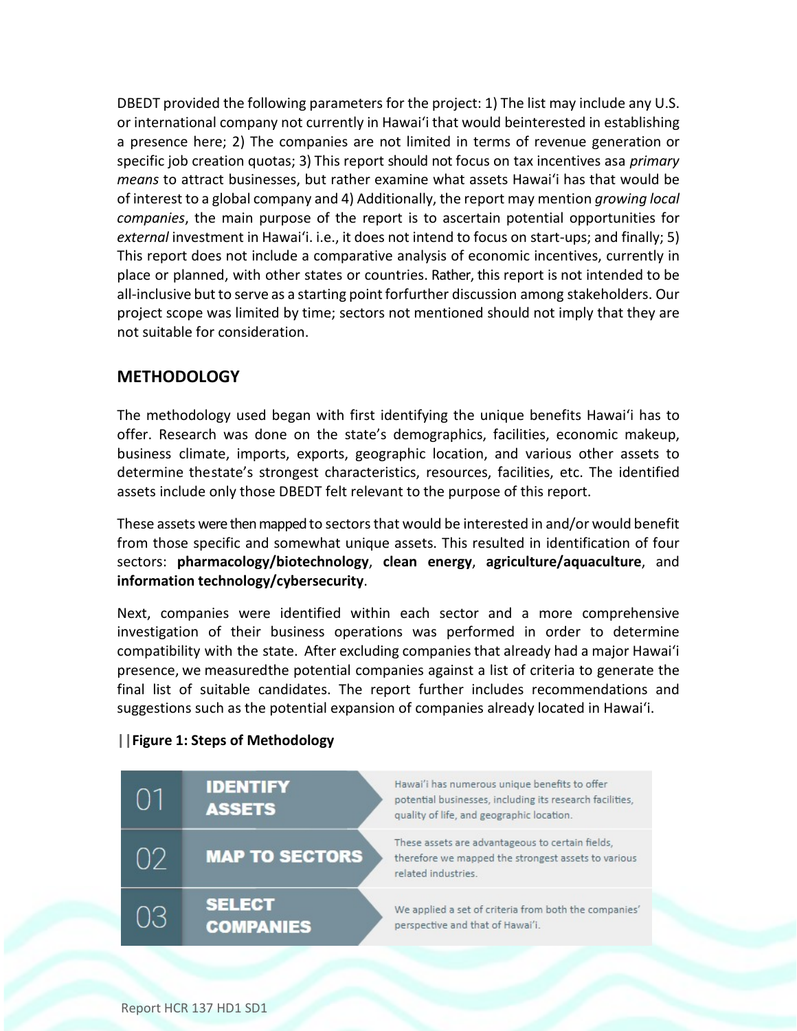DBEDT provided the following parameters for the project: 1) The list may include any U.S. or international company not currently in Hawaiʻi that would beinterested in establishing a presence here; 2) The companies are not limited in terms of revenue generation or specific job creation quotas; 3) This report should not focus on tax incentives asa *primary means* to attract businesses, but rather examine what assets Hawaiʻi has that would be of interest to a global company and 4) Additionally, the report may mention *growing local companies*, the main purpose of the report is to ascertain potential opportunities for *external* investment in Hawaiʻi. i.e., it does not intend to focus on start-ups; and finally; 5) This report does not include a comparative analysis of economic incentives, currently in place or planned, with other states or countries. Rather, this report is not intended to be all-inclusive but to serve as a starting point forfurther discussion among stakeholders. Our project scope was limited by time; sectors not mentioned should not imply that they are not suitable for consideration.

## METHODOLOGY

The methodology used began with first identifying the unique benefits Hawai'i has to offer. Research was done on the state's demographics, facilities, economic makeup, business climate, imports, exports, geographic location, and various other assets to determine thestate's strongest characteristics, resources, facilities, etc. The identified assets include only those DBEDT felt relevant to the purpose of this report.

These assets were then mapped to sectors that would be interested in and/or would benefit from those specific and somewhat unique assets. This resulted in identification of four sectors: **pharmacology/biotechnology**, **clean energy**, **agriculture/aquaculture**, and **information technology/cybersecurity**.

Next, companies were identified within each sector and a more comprehensive investigation of their business operations was performed in order to determine compatibility with the state. After excluding companies that already had a major Hawaiʻi presence, we measuredthe potential companies against a list of criteria to generate the final list of suitable candidates. The report further includes recommendations and suggestions such as the potential expansion of companies already located in Hawaiʻi.

**||Figure 1: Steps of Methodology**

| | | |
|---|---|---|
| 01 | **IDENTIFY ASSETS** | Hawai'i has numerous unique benefits to offer potential businesses, including its research facilities, quality of life, and geographic location. |
| 02 | **MAP TO SECTORS** | These assets are advantageous to certain fields, therefore we mapped the strongest assets to various related industries. |
| 03 | **SELECT COMPANIES** | We applied a set of criteria from both the companies' perspective and that of Hawai'i. |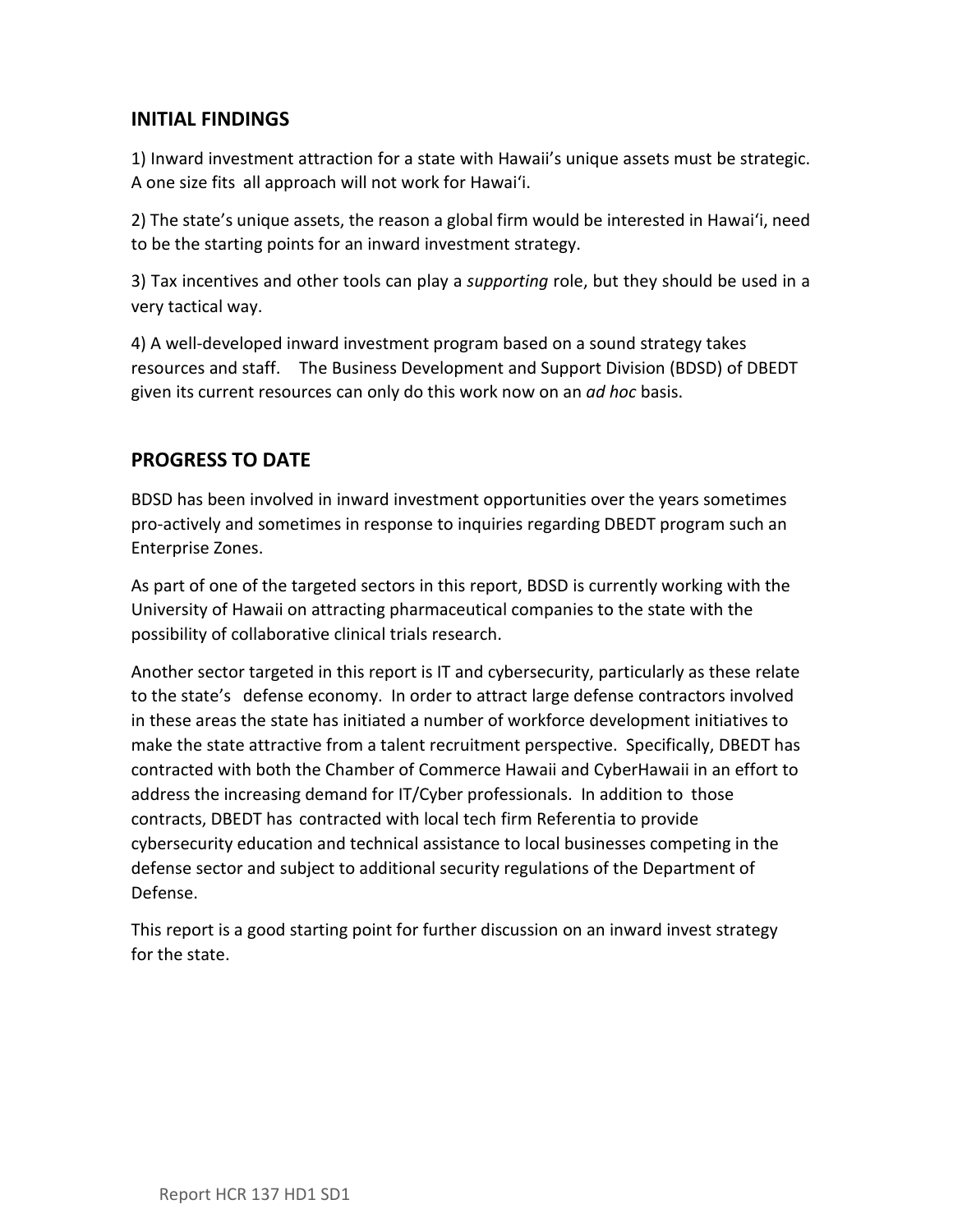## INITIAL FINDINGS

1) Inward investment attraction for a state with Hawaii's unique assets must be strategic. A one size fits all approach will not work for Hawai'i.

2) The state's unique assets, the reason a global firm would be interested in Hawai'i, need to be the starting points for an inward investment strategy.

3) Tax incentives and other tools can play a *supporting* role, but they should be used in a very tactical way.

4) A well-developed inward investment program based on a sound strategy takes resources and staff. The Business Development and Support Division (BDSD) of DBEDT given its current resources can only do this work now on an *ad hoc* basis.

## PROGRESS TO DATE

BDSD has been involved in inward investment opportunities over the years sometimes pro-actively and sometimes in response to inquiries regarding DBEDT program such an Enterprise Zones.

As part of one of the targeted sectors in this report, BDSD is currently working with the University of Hawaii on attracting pharmaceutical companies to the state with the possibility of collaborative clinical trials research.

Another sector targeted in this report is IT and cybersecurity, particularly as these relate to the state's defense economy. In order to attract large defense contractors involved in these areas the state has initiated a number of workforce development initiatives to make the state attractive from a talent recruitment perspective. Specifically, DBEDT has contracted with both the Chamber of Commerce Hawaii and CyberHawaii in an effort to address the increasing demand for IT/Cyber professionals. In addition to those contracts, DBEDT has contracted with local tech firm Referentia to provide cybersecurity education and technical assistance to local businesses competing in the defense sector and subject to additional security regulations of the Department of Defense.

This report is a good starting point for further discussion on an inward invest strategy for the state.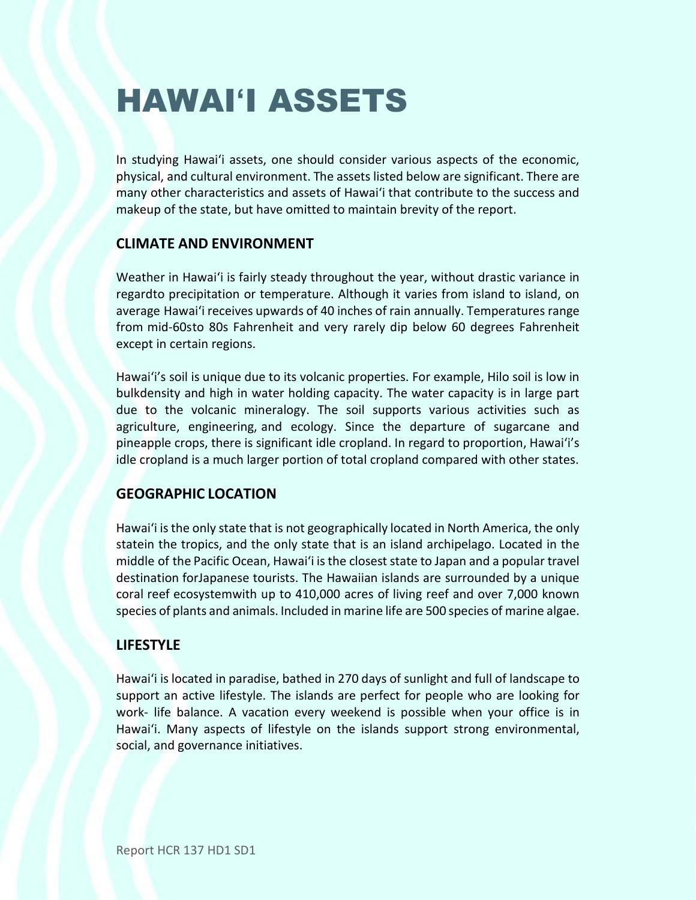# HAWAIʻI ASSETS

In studying Hawaiʻi assets, one should consider various aspects of the economic, physical, and cultural environment. The assets listed below are significant. There are many other characteristics and assets of Hawaiʻi that contribute to the success and makeup of the state, but have omitted to maintain brevity of the report.

## CLIMATE AND ENVIRONMENT

Weather in Hawaiʻi is fairly steady throughout the year, without drastic variance in regardto precipitation or temperature. Although it varies from island to island, on average Hawaiʻi receives upwards of 40 inches of rain annually. Temperatures range from mid-60sto 80s Fahrenheit and very rarely dip below 60 degrees Fahrenheit except in certain regions.

Hawaiʻi's soil is unique due to its volcanic properties. For example, Hilo soil is low in bulkdensity and high in water holding capacity. The water capacity is in large part due to the volcanic mineralogy. The soil supports various activities such as agriculture, engineering, and ecology. Since the departure of sugarcane and pineapple crops, there is significant idle cropland. In regard to proportion, Hawaiʻi's idle cropland is a much larger portion of total cropland compared with other states.

## GEOGRAPHIC LOCATION

Hawaiʻi is the only state that is not geographically located in North America, the only statein the tropics, and the only state that is an island archipelago. Located in the middle of the Pacific Ocean, Hawaiʻi is the closest state to Japan and a popular travel destination forJapanese tourists. The Hawaiian islands are surrounded by a unique coral reef ecosystemwith up to 410,000 acres of living reef and over 7,000 known species of plants and animals. Included in marine life are 500 species of marine algae.

## LIFESTYLE

Hawaiʻi is located in paradise, bathed in 270 days of sunlight and full of landscape to support an active lifestyle. The islands are perfect for people who are looking for work- life balance. A vacation every weekend is possible when your office is in Hawaiʻi. Many aspects of lifestyle on the islands support strong environmental, social, and governance initiatives.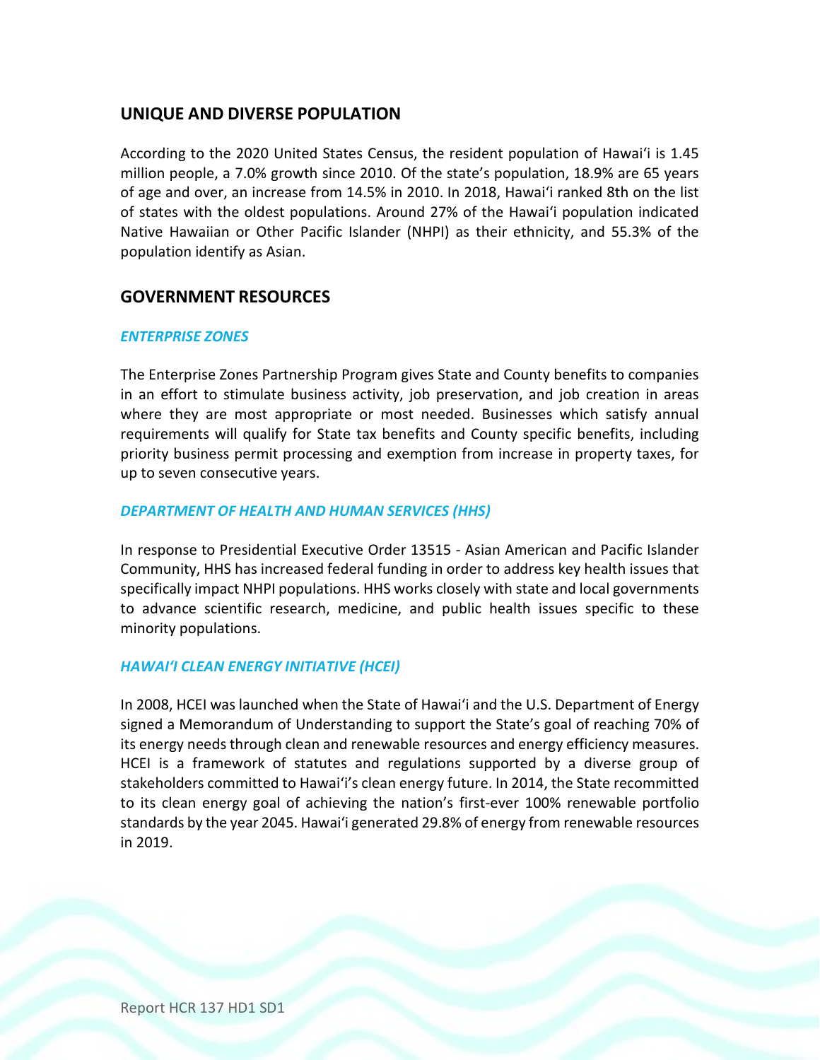## UNIQUE AND DIVERSE POPULATION

According to the 2020 United States Census, the resident population of Hawaiʻi is 1.45 million people, a 7.0% growth since 2010. Of the state's population, 18.9% are 65 years of age and over, an increase from 14.5% in 2010. In 2018, Hawaiʻi ranked 8th on the list of states with the oldest populations. Around 27% of the Hawaiʻi population indicated Native Hawaiian or Other Pacific Islander (NHPI) as their ethnicity, and 55.3% of the population identify as Asian.

## GOVERNMENT RESOURCES

### *ENTERPRISE ZONES*

The Enterprise Zones Partnership Program gives State and County benefits to companies in an effort to stimulate business activity, job preservation, and job creation in areas where they are most appropriate or most needed. Businesses which satisfy annual requirements will qualify for State tax benefits and County specific benefits, including priority business permit processing and exemption from increase in property taxes, for up to seven consecutive years.

### *DEPARTMENT OF HEALTH AND HUMAN SERVICES (HHS)*

In response to Presidential Executive Order 13515 - Asian American and Pacific Islander Community, HHS has increased federal funding in order to address key health issues that specifically impact NHPI populations. HHS works closely with state and local governments to advance scientific research, medicine, and public health issues specific to these minority populations.

### *HAWAIʻI CLEAN ENERGY INITIATIVE (HCEI)*

In 2008, HCEI was launched when the State of Hawaiʻi and the U.S. Department of Energy signed a Memorandum of Understanding to support the State's goal of reaching 70% of its energy needs through clean and renewable resources and energy efficiency measures. HCEI is a framework of statutes and regulations supported by a diverse group of stakeholders committed to Hawaiʻi's clean energy future. In 2014, the State recommitted to its clean energy goal of achieving the nation's first-ever 100% renewable portfolio standards by the year 2045. Hawaiʻi generated 29.8% of energy from renewable resources in 2019.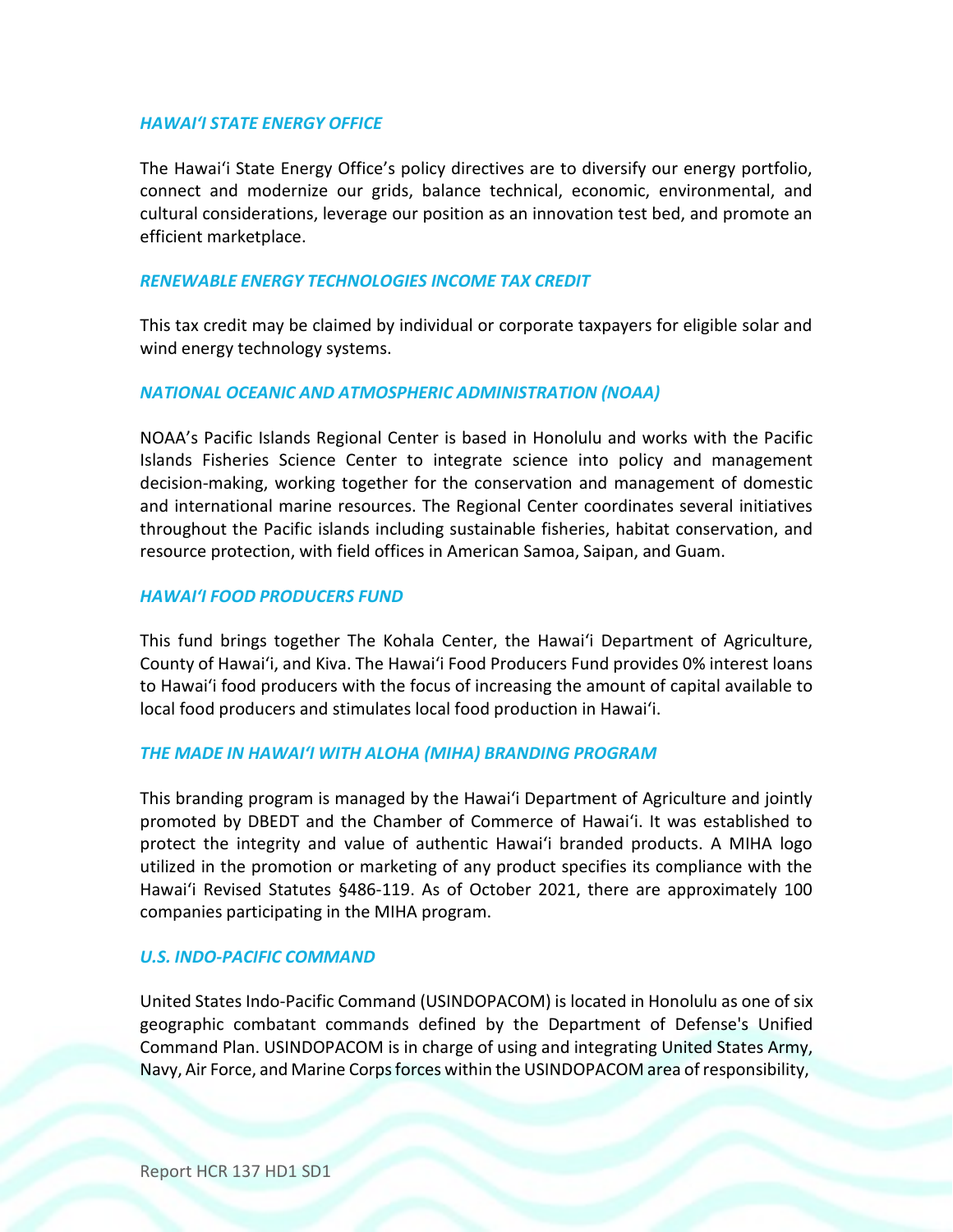### *HAWAIʻI STATE ENERGY OFFICE*

The Hawaiʻi State Energy Office's policy directives are to diversify our energy portfolio, connect and modernize our grids, balance technical, economic, environmental, and cultural considerations, leverage our position as an innovation test bed, and promote an efficient marketplace.

### *RENEWABLE ENERGY TECHNOLOGIES INCOME TAX CREDIT*

This tax credit may be claimed by individual or corporate taxpayers for eligible solar and wind energy technology systems.

### *NATIONAL OCEANIC AND ATMOSPHERIC ADMINISTRATION (NOAA)*

NOAA's Pacific Islands Regional Center is based in Honolulu and works with the Pacific Islands Fisheries Science Center to integrate science into policy and management decision-making, working together for the conservation and management of domestic and international marine resources. The Regional Center coordinates several initiatives throughout the Pacific islands including sustainable fisheries, habitat conservation, and resource protection, with field offices in American Samoa, Saipan, and Guam.

### *HAWAIʻI FOOD PRODUCERS FUND*

This fund brings together The Kohala Center, the Hawaiʻi Department of Agriculture, County of Hawaiʻi, and Kiva. The Hawaiʻi Food Producers Fund provides 0% interest loans to Hawaiʻi food producers with the focus of increasing the amount of capital available to local food producers and stimulates local food production in Hawaiʻi.

### *THE MADE IN HAWAIʻI WITH ALOHA (MIHA) BRANDING PROGRAM*

This branding program is managed by the Hawaiʻi Department of Agriculture and jointly promoted by DBEDT and the Chamber of Commerce of Hawaiʻi. It was established to protect the integrity and value of authentic Hawaiʻi branded products. A MIHA logo utilized in the promotion or marketing of any product specifies its compliance with the Hawaiʻi Revised Statutes §486-119. As of October 2021, there are approximately 100 companies participating in the MIHA program.

### *U.S. INDO-PACIFIC COMMAND*

United States Indo-Pacific Command (USINDOPACOM) is located in Honolulu as one of six geographic combatant commands defined by the Department of Defense's Unified Command Plan. USINDOPACOM is in charge of using and integrating United States Army, Navy, Air Force, and Marine Corps forces within the USINDOPACOM area of responsibility,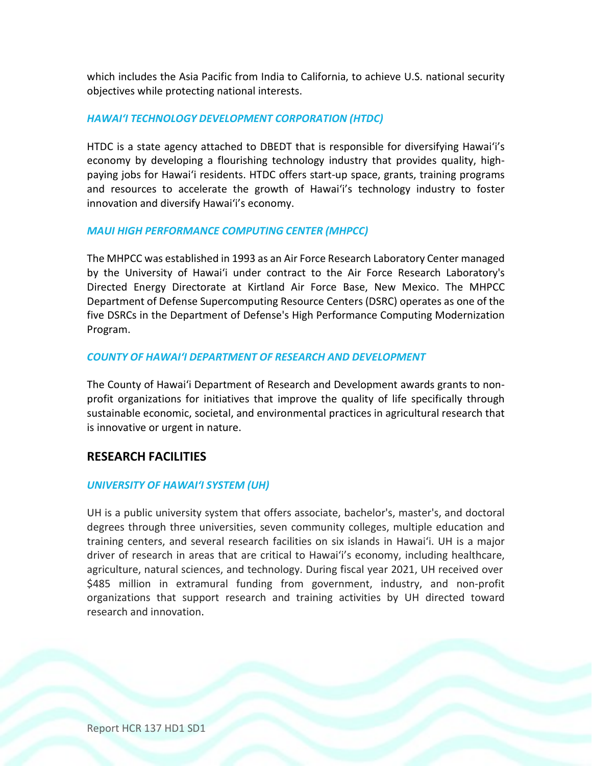which includes the Asia Pacific from India to California, to achieve U.S. national security objectives while protecting national interests.

### *HAWAIʻI TECHNOLOGY DEVELOPMENT CORPORATION (HTDC)*

HTDC is a state agency attached to DBEDT that is responsible for diversifying Hawaiʻi's economy by developing a flourishing technology industry that provides quality, high-paying jobs for Hawaiʻi residents. HTDC offers start-up space, grants, training programs and resources to accelerate the growth of Hawaiʻi's technology industry to foster innovation and diversify Hawaiʻi's economy.

### *MAUI HIGH PERFORMANCE COMPUTING CENTER (MHPCC)*

The MHPCC was established in 1993 as an Air Force Research Laboratory Center managed by the University of Hawaiʻi under contract to the Air Force Research Laboratory's Directed Energy Directorate at Kirtland Air Force Base, New Mexico. The MHPCC Department of Defense Supercomputing Resource Centers (DSRC) operates as one of the five DSRCs in the Department of Defense's High Performance Computing Modernization Program.

### *COUNTY OF HAWAIʻI DEPARTMENT OF RESEARCH AND DEVELOPMENT*

The County of Hawaiʻi Department of Research and Development awards grants to non-profit organizations for initiatives that improve the quality of life specifically through sustainable economic, societal, and environmental practices in agricultural research that is innovative or urgent in nature.

## RESEARCH FACILITIES

### *UNIVERSITY OF HAWAIʻI SYSTEM (UH)*

UH is a public university system that offers associate, bachelor's, master's, and doctoral degrees through three universities, seven community colleges, multiple education and training centers, and several research facilities on six islands in Hawaiʻi. UH is a major driver of research in areas that are critical to Hawaiʻi's economy, including healthcare, agriculture, natural sciences, and technology. During fiscal year 2021, UH received over $485 million in extramural funding from government, industry, and non-profit organizations that support research and training activities by UH directed toward research and innovation.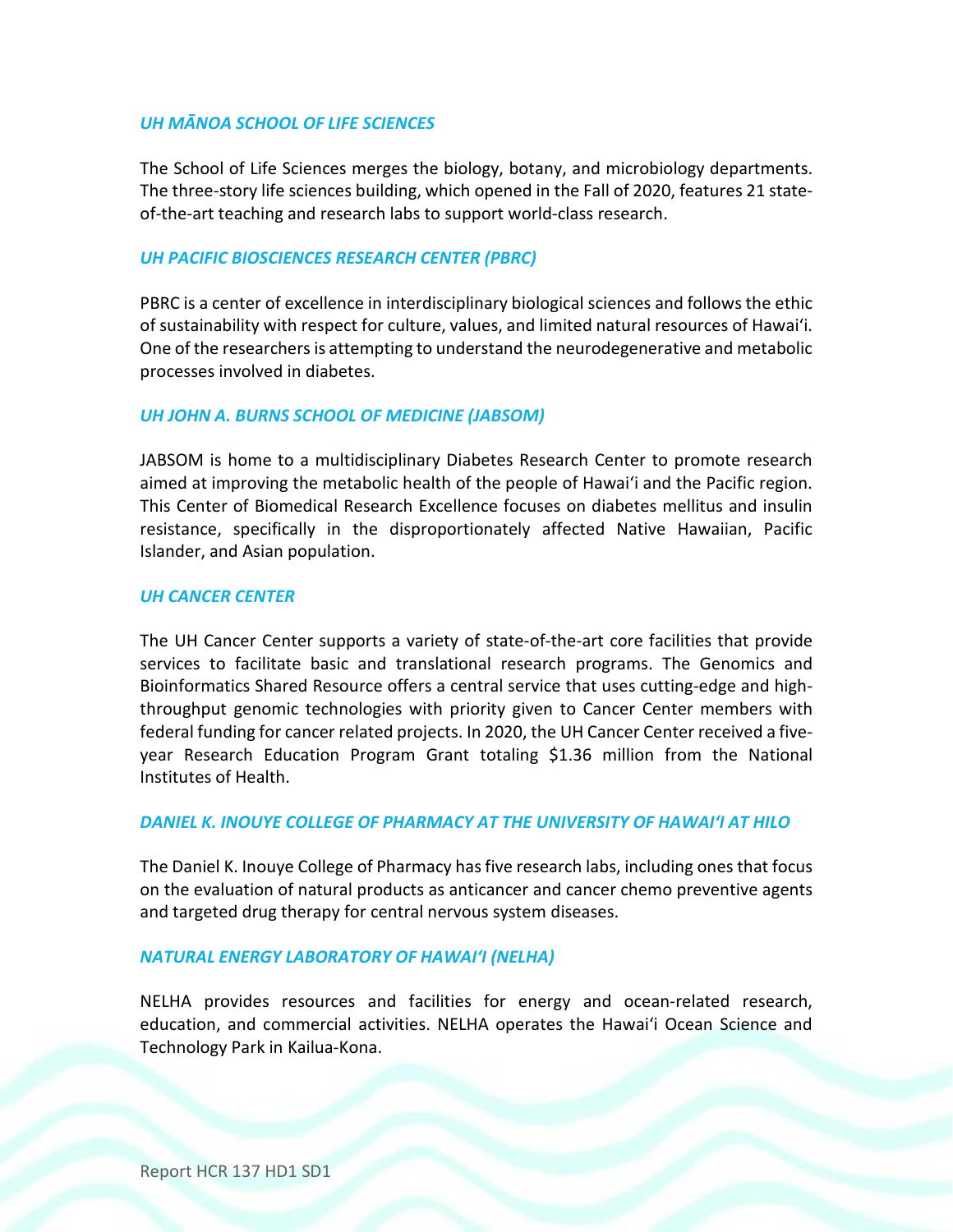### *UH MĀNOA SCHOOL OF LIFE SCIENCES*

The School of Life Sciences merges the biology, botany, and microbiology departments. The three-story life sciences building, which opened in the Fall of 2020, features 21 state-of-the-art teaching and research labs to support world-class research.

### *UH PACIFIC BIOSCIENCES RESEARCH CENTER (PBRC)*

PBRC is a center of excellence in interdisciplinary biological sciences and follows the ethic of sustainability with respect for culture, values, and limited natural resources of Hawaiʻi. One of the researchers is attempting to understand the neurodegenerative and metabolic processes involved in diabetes.

### *UH JOHN A. BURNS SCHOOL OF MEDICINE (JABSOM)*

JABSOM is home to a multidisciplinary Diabetes Research Center to promote research aimed at improving the metabolic health of the people of Hawaiʻi and the Pacific region. This Center of Biomedical Research Excellence focuses on diabetes mellitus and insulin resistance, specifically in the disproportionately affected Native Hawaiian, Pacific Islander, and Asian population.

### *UH CANCER CENTER*

The UH Cancer Center supports a variety of state-of-the-art core facilities that provide services to facilitate basic and translational research programs. The Genomics and Bioinformatics Shared Resource offers a central service that uses cutting-edge and high-throughput genomic technologies with priority given to Cancer Center members with federal funding for cancer related projects. In 2020, the UH Cancer Center received a five-year Research Education Program Grant totaling $1.36 million from the National Institutes of Health.

### *DANIEL K. INOUYE COLLEGE OF PHARMACY AT THE UNIVERSITY OF HAWAIʻI AT HILO*

The Daniel K. Inouye College of Pharmacy has five research labs, including ones that focus on the evaluation of natural products as anticancer and cancer chemo preventive agents and targeted drug therapy for central nervous system diseases.

### *NATURAL ENERGY LABORATORY OF HAWAIʻI (NELHA)*

NELHA provides resources and facilities for energy and ocean-related research, education, and commercial activities. NELHA operates the Hawaiʻi Ocean Science and Technology Park in Kailua-Kona.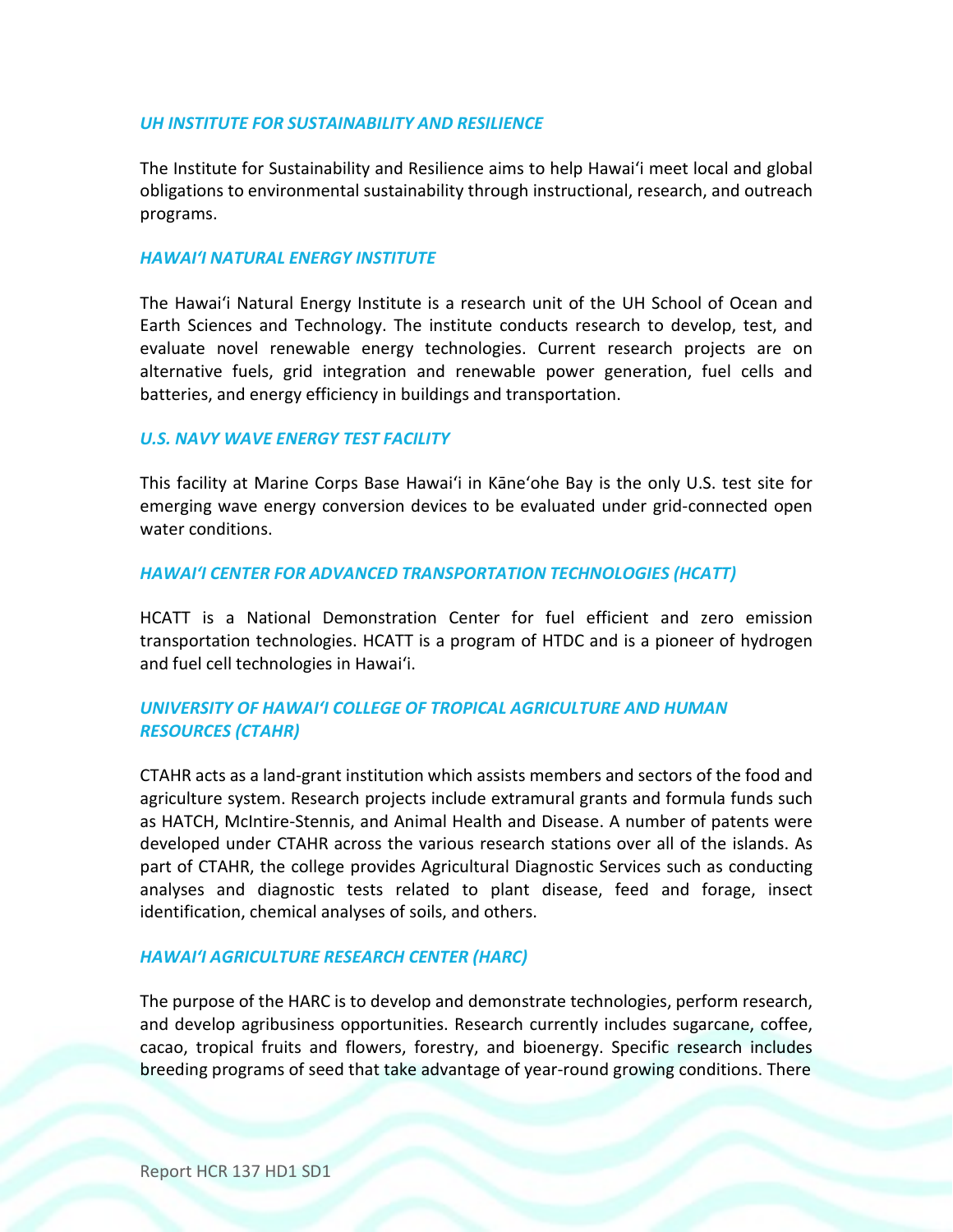### *UH INSTITUTE FOR SUSTAINABILITY AND RESILIENCE*

The Institute for Sustainability and Resilience aims to help Hawaiʻi meet local and global obligations to environmental sustainability through instructional, research, and outreach programs.

### *HAWAIʻI NATURAL ENERGY INSTITUTE*

The Hawaiʻi Natural Energy Institute is a research unit of the UH School of Ocean and Earth Sciences and Technology. The institute conducts research to develop, test, and evaluate novel renewable energy technologies. Current research projects are on alternative fuels, grid integration and renewable power generation, fuel cells and batteries, and energy efficiency in buildings and transportation.

### *U.S. NAVY WAVE ENERGY TEST FACILITY*

This facility at Marine Corps Base Hawaiʻi in Kāneʻohe Bay is the only U.S. test site for emerging wave energy conversion devices to be evaluated under grid-connected open water conditions.

### *HAWAIʻI CENTER FOR ADVANCED TRANSPORTATION TECHNOLOGIES (HCATT)*

HCATT is a National Demonstration Center for fuel efficient and zero emission transportation technologies. HCATT is a program of HTDC and is a pioneer of hydrogen and fuel cell technologies in Hawaiʻi.

### *UNIVERSITY OF HAWAIʻI COLLEGE OF TROPICAL AGRICULTURE AND HUMAN RESOURCES (CTAHR)*

CTAHR acts as a land-grant institution which assists members and sectors of the food and agriculture system. Research projects include extramural grants and formula funds such as HATCH, McIntire-Stennis, and Animal Health and Disease. A number of patents were developed under CTAHR across the various research stations over all of the islands. As part of CTAHR, the college provides Agricultural Diagnostic Services such as conducting analyses and diagnostic tests related to plant disease, feed and forage, insect identification, chemical analyses of soils, and others.

### *HAWAIʻI AGRICULTURE RESEARCH CENTER (HARC)*

The purpose of the HARC is to develop and demonstrate technologies, perform research, and develop agribusiness opportunities. Research currently includes sugarcane, coffee, cacao, tropical fruits and flowers, forestry, and bioenergy. Specific research includes breeding programs of seed that take advantage of year-round growing conditions. There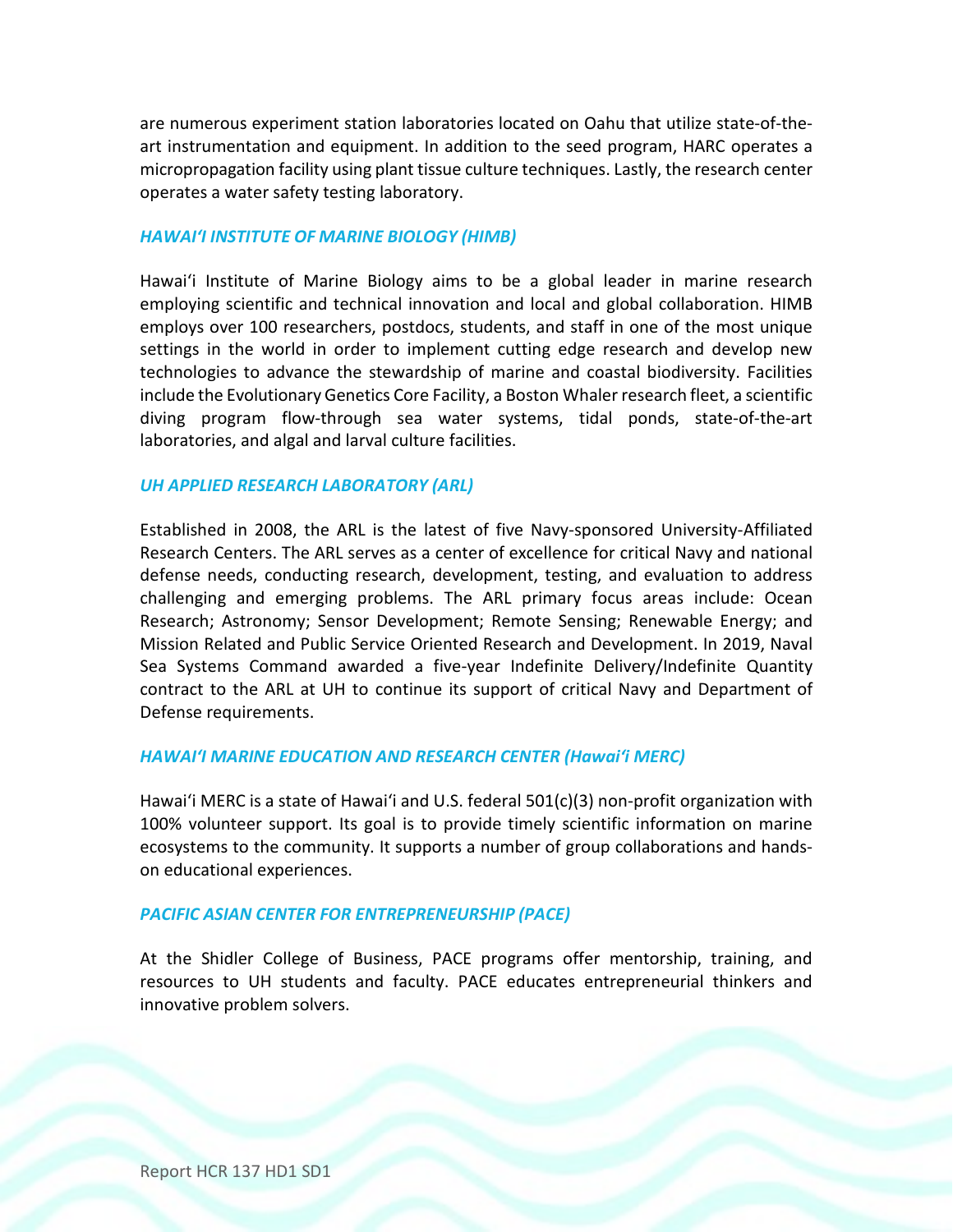are numerous experiment station laboratories located on Oahu that utilize state-of-the-art instrumentation and equipment. In addition to the seed program, HARC operates a micropropagation facility using plant tissue culture techniques. Lastly, the research center operates a water safety testing laboratory.

### *HAWAIʻI INSTITUTE OF MARINE BIOLOGY (HIMB)*

Hawaiʻi Institute of Marine Biology aims to be a global leader in marine research employing scientific and technical innovation and local and global collaboration. HIMB employs over 100 researchers, postdocs, students, and staff in one of the most unique settings in the world in order to implement cutting edge research and develop new technologies to advance the stewardship of marine and coastal biodiversity. Facilities include the Evolutionary Genetics Core Facility, a Boston Whaler research fleet, a scientific diving program flow-through sea water systems, tidal ponds, state-of-the-art laboratories, and algal and larval culture facilities.

### *UH APPLIED RESEARCH LABORATORY (ARL)*

Established in 2008, the ARL is the latest of five Navy-sponsored University-Affiliated Research Centers. The ARL serves as a center of excellence for critical Navy and national defense needs, conducting research, development, testing, and evaluation to address challenging and emerging problems. The ARL primary focus areas include: Ocean Research; Astronomy; Sensor Development; Remote Sensing; Renewable Energy; and Mission Related and Public Service Oriented Research and Development. In 2019, Naval Sea Systems Command awarded a five-year Indefinite Delivery/Indefinite Quantity contract to the ARL at UH to continue its support of critical Navy and Department of Defense requirements.

### *HAWAIʻI MARINE EDUCATION AND RESEARCH CENTER (Hawaiʻi MERC)*

Hawaiʻi MERC is a state of Hawaiʻi and U.S. federal 501(c)(3) non-profit organization with 100% volunteer support. Its goal is to provide timely scientific information on marine ecosystems to the community. It supports a number of group collaborations and hands-on educational experiences.

### *PACIFIC ASIAN CENTER FOR ENTREPRENEURSHIP (PACE)*

At the Shidler College of Business, PACE programs offer mentorship, training, and resources to UH students and faculty. PACE educates entrepreneurial thinkers and innovative problem solvers.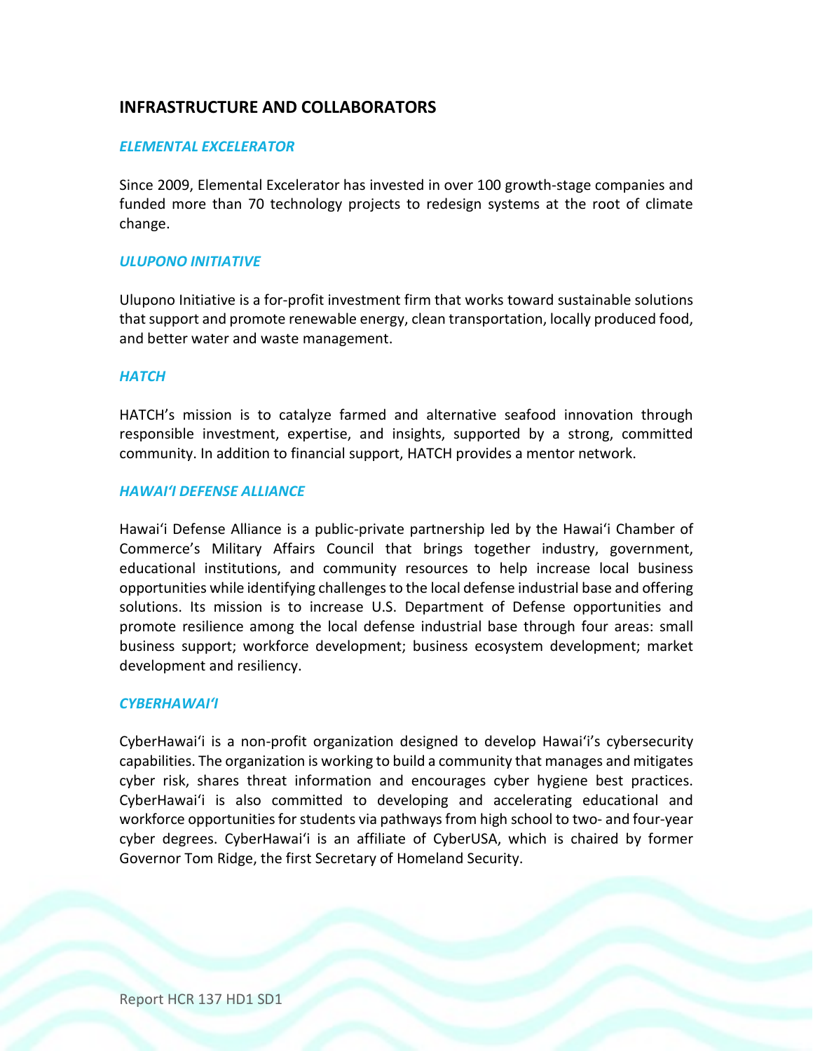## INFRASTRUCTURE AND COLLABORATORS

### *ELEMENTAL EXCELERATOR*

Since 2009, Elemental Excelerator has invested in over 100 growth-stage companies and funded more than 70 technology projects to redesign systems at the root of climate change.

### *ULUPONO INITIATIVE*

Ulupono Initiative is a for-profit investment firm that works toward sustainable solutions that support and promote renewable energy, clean transportation, locally produced food, and better water and waste management.

### *HATCH*

HATCH's mission is to catalyze farmed and alternative seafood innovation through responsible investment, expertise, and insights, supported by a strong, committed community. In addition to financial support, HATCH provides a mentor network.

### *HAWAIʻI DEFENSE ALLIANCE*

Hawaiʻi Defense Alliance is a public-private partnership led by the Hawaiʻi Chamber of Commerce's Military Affairs Council that brings together industry, government, educational institutions, and community resources to help increase local business opportunities while identifying challenges to the local defense industrial base and offering solutions. Its mission is to increase U.S. Department of Defense opportunities and promote resilience among the local defense industrial base through four areas: small business support; workforce development; business ecosystem development; market development and resiliency.

### *CYBERHAWAIʻI*

CyberHawaiʻi is a non-profit organization designed to develop Hawaiʻi's cybersecurity capabilities. The organization is working to build a community that manages and mitigates cyber risk, shares threat information and encourages cyber hygiene best practices. CyberHawaiʻi is also committed to developing and accelerating educational and workforce opportunities for students via pathways from high school to two- and four-year cyber degrees. CyberHawaiʻi is an affiliate of CyberUSA, which is chaired by former Governor Tom Ridge, the first Secretary of Homeland Security.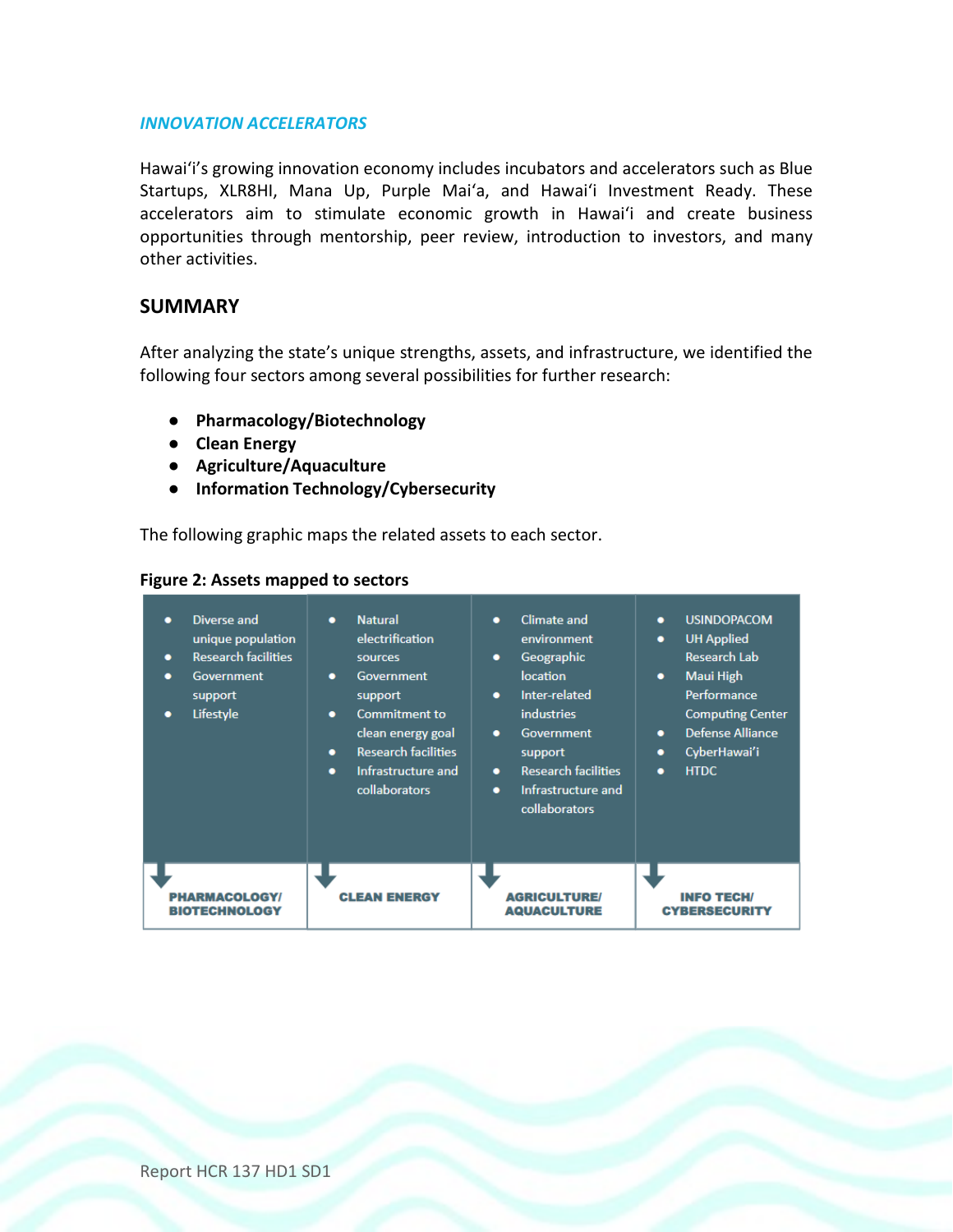*INNOVATION ACCELERATORS*

Hawaiʻi's growing innovation economy includes incubators and accelerators such as Blue Startups, XLR8HI, Mana Up, Purple Maiʻa, and Hawaiʻi Investment Ready. These accelerators aim to stimulate economic growth in Hawaiʻi and create business opportunities through mentorship, peer review, introduction to investors, and many other activities.

## SUMMARY

After analyzing the state's unique strengths, assets, and infrastructure, we identified the following four sectors among several possibilities for further research:

- **Pharmacology/Biotechnology**
- **Clean Energy**
- **Agriculture/Aquaculture**
- **Information Technology/Cybersecurity**

The following graphic maps the related assets to each sector.

**Figure 2: Assets mapped to sectors**

| PHARMACOLOGY/ BIOTECHNOLOGY | CLEAN ENERGY | AGRICULTURE/ AQUACULTURE | INFO TECH/ CYBERSECURITY |
|---|---|---|---|
| • Diverse and unique population<br>• Research facilities<br>• Government support<br>• Lifestyle | • Natural electrification sources<br>• Government support<br>• Commitment to clean energy goal<br>• Research facilities<br>• Infrastructure and collaborators | • Climate and environment<br>• Geographic location<br>• Inter-related industries<br>• Government support<br>• Research facilities<br>• Infrastructure and collaborators | • USINDOPACOM<br>• UH Applied Research Lab<br>• Maui High Performance Computing Center<br>• Defense Alliance<br>• CyberHawaiʻi<br>• HTDC |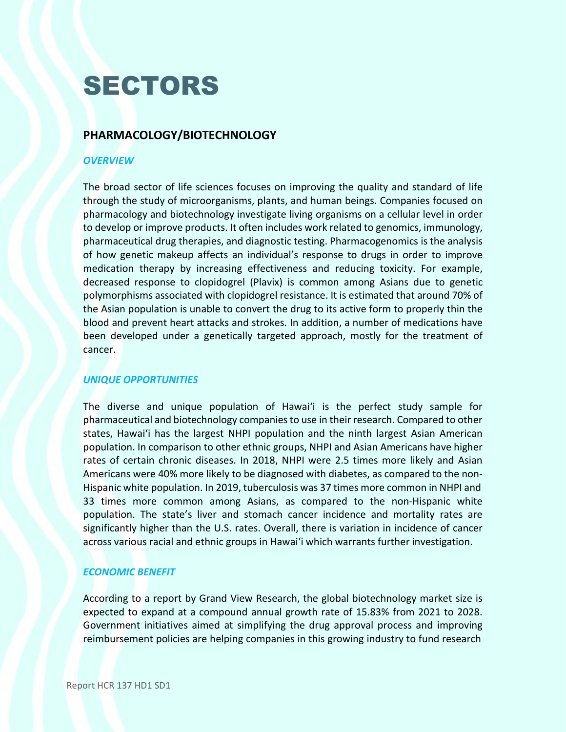# SECTORS

## PHARMACOLOGY/BIOTECHNOLOGY

### *OVERVIEW*

The broad sector of life sciences focuses on improving the quality and standard of life through the study of microorganisms, plants, and human beings. Companies focused on pharmacology and biotechnology investigate living organisms on a cellular level in order to develop or improve products. It often includes work related to genomics, immunology, pharmaceutical drug therapies, and diagnostic testing. Pharmacogenomics is the analysis of how genetic makeup affects an individual's response to drugs in order to improve medication therapy by increasing effectiveness and reducing toxicity. For example, decreased response to clopidogrel (Plavix) is common among Asians due to genetic polymorphisms associated with clopidogrel resistance. It is estimated that around 70% of the Asian population is unable to convert the drug to its active form to properly thin the blood and prevent heart attacks and strokes. In addition, a number of medications have been developed under a genetically targeted approach, mostly for the treatment of cancer.

### *UNIQUE OPPORTUNITIES*

The diverse and unique population of Hawaiʻi is the perfect study sample for pharmaceutical and biotechnology companies to use in their research. Compared to other states, Hawaiʻi has the largest NHPI population and the ninth largest Asian American population. In comparison to other ethnic groups, NHPI and Asian Americans have higher rates of certain chronic diseases. In 2018, NHPI were 2.5 times more likely and Asian Americans were 40% more likely to be diagnosed with diabetes, as compared to the non-Hispanic white population. In 2019, tuberculosis was 37 times more common in NHPI and 33 times more common among Asians, as compared to the non-Hispanic white population. The state's liver and stomach cancer incidence and mortality rates are significantly higher than the U.S. rates. Overall, there is variation in incidence of cancer across various racial and ethnic groups in Hawaiʻi which warrants further investigation.

### *ECONOMIC BENEFIT*

According to a report by Grand View Research, the global biotechnology market size is expected to expand at a compound annual growth rate of 15.83% from 2021 to 2028. Government initiatives aimed at simplifying the drug approval process and improving reimbursement policies are helping companies in this growing industry to fund research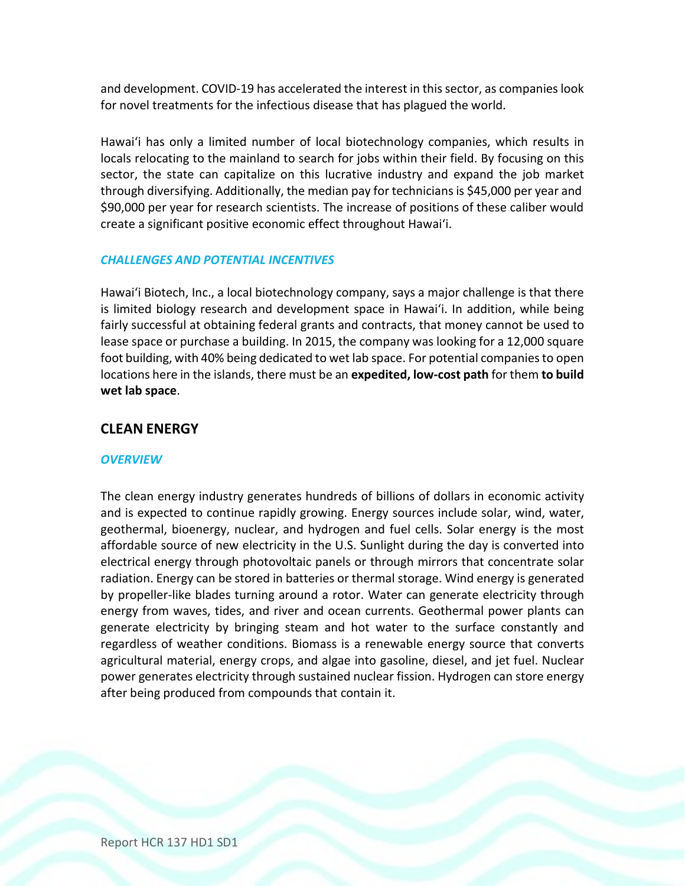and development. COVID-19 has accelerated the interest in this sector, as companies look for novel treatments for the infectious disease that has plagued the world.

Hawaiʻi has only a limited number of local biotechnology companies, which results in locals relocating to the mainland to search for jobs within their field. By focusing on this sector, the state can capitalize on this lucrative industry and expand the job market through diversifying. Additionally, the median pay for technicians is $45,000 per year and $90,000 per year for research scientists. The increase of positions of these caliber would create a significant positive economic effect throughout Hawaiʻi.

### *CHALLENGES AND POTENTIAL INCENTIVES*

Hawaiʻi Biotech, Inc., a local biotechnology company, says a major challenge is that there is limited biology research and development space in Hawaiʻi. In addition, while being fairly successful at obtaining federal grants and contracts, that money cannot be used to lease space or purchase a building. In 2015, the company was looking for a 12,000 square foot building, with 40% being dedicated to wet lab space. For potential companies to open locations here in the islands, there must be an **expedited, low-cost path** for them **to build wet lab space**.

## CLEAN ENERGY

### *OVERVIEW*

The clean energy industry generates hundreds of billions of dollars in economic activity and is expected to continue rapidly growing. Energy sources include solar, wind, water, geothermal, bioenergy, nuclear, and hydrogen and fuel cells. Solar energy is the most affordable source of new electricity in the U.S. Sunlight during the day is converted into electrical energy through photovoltaic panels or through mirrors that concentrate solar radiation. Energy can be stored in batteries or thermal storage. Wind energy is generated by propeller-like blades turning around a rotor. Water can generate electricity through energy from waves, tides, and river and ocean currents. Geothermal power plants can generate electricity by bringing steam and hot water to the surface constantly and regardless of weather conditions. Biomass is a renewable energy source that converts agricultural material, energy crops, and algae into gasoline, diesel, and jet fuel. Nuclear power generates electricity through sustained nuclear fission. Hydrogen can store energy after being produced from compounds that contain it.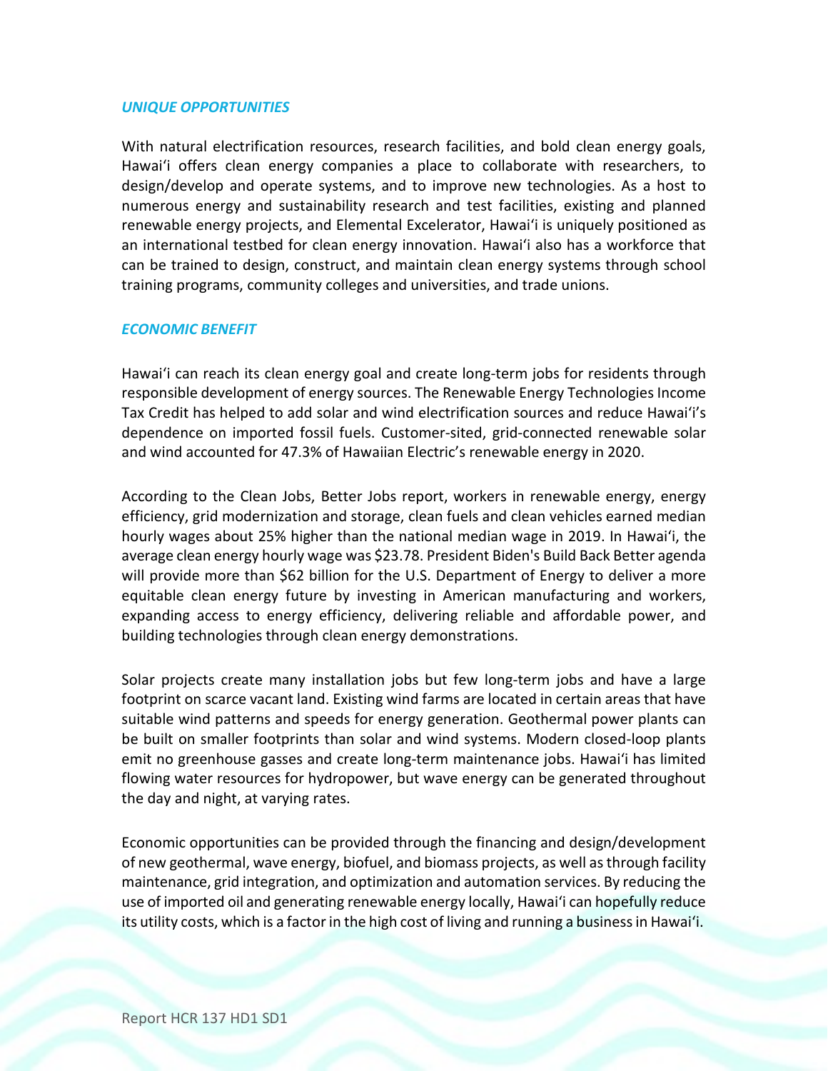### *UNIQUE OPPORTUNITIES*

With natural electrification resources, research facilities, and bold clean energy goals, Hawaiʻi offers clean energy companies a place to collaborate with researchers, to design/develop and operate systems, and to improve new technologies. As a host to numerous energy and sustainability research and test facilities, existing and planned renewable energy projects, and Elemental Excelerator, Hawaiʻi is uniquely positioned as an international testbed for clean energy innovation. Hawaiʻi also has a workforce that can be trained to design, construct, and maintain clean energy systems through school training programs, community colleges and universities, and trade unions.

### *ECONOMIC BENEFIT*

Hawaiʻi can reach its clean energy goal and create long-term jobs for residents through responsible development of energy sources. The Renewable Energy Technologies Income Tax Credit has helped to add solar and wind electrification sources and reduce Hawaiʻi's dependence on imported fossil fuels. Customer-sited, grid-connected renewable solar and wind accounted for 47.3% of Hawaiian Electric's renewable energy in 2020.

According to the Clean Jobs, Better Jobs report, workers in renewable energy, energy efficiency, grid modernization and storage, clean fuels and clean vehicles earned median hourly wages about 25% higher than the national median wage in 2019. In Hawaiʻi, the average clean energy hourly wage was $23.78. President Biden's Build Back Better agenda will provide more than $62 billion for the U.S. Department of Energy to deliver a more equitable clean energy future by investing in American manufacturing and workers, expanding access to energy efficiency, delivering reliable and affordable power, and building technologies through clean energy demonstrations.

Solar projects create many installation jobs but few long-term jobs and have a large footprint on scarce vacant land. Existing wind farms are located in certain areas that have suitable wind patterns and speeds for energy generation. Geothermal power plants can be built on smaller footprints than solar and wind systems. Modern closed-loop plants emit no greenhouse gasses and create long-term maintenance jobs. Hawaiʻi has limited flowing water resources for hydropower, but wave energy can be generated throughout the day and night, at varying rates.

Economic opportunities can be provided through the financing and design/development of new geothermal, wave energy, biofuel, and biomass projects, as well as through facility maintenance, grid integration, and optimization and automation services. By reducing the use of imported oil and generating renewable energy locally, Hawaiʻi can hopefully reduce its utility costs, which is a factor in the high cost of living and running a business in Hawaiʻi.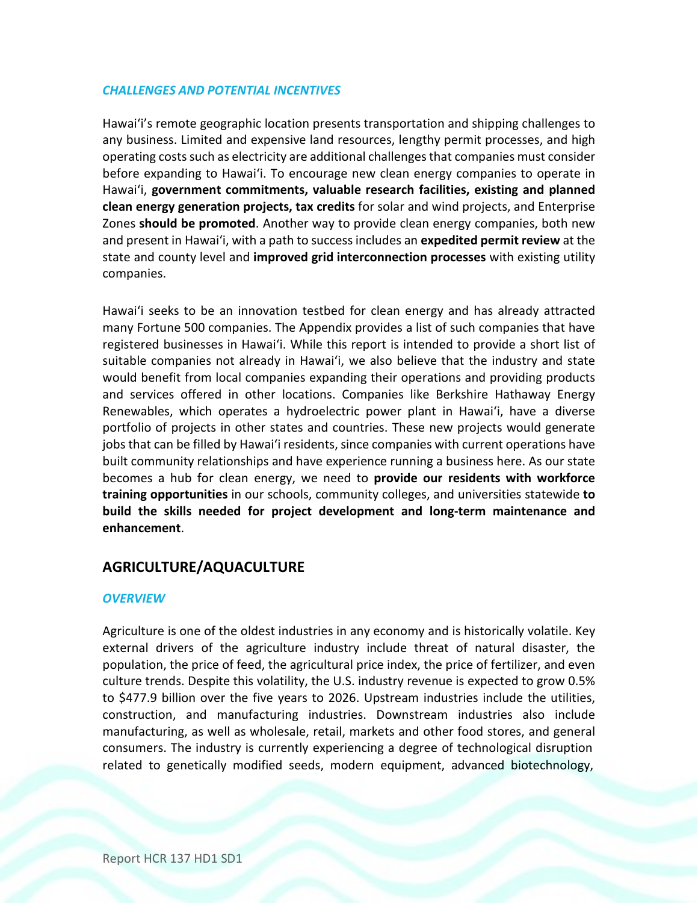### *CHALLENGES AND POTENTIAL INCENTIVES*

Hawaiʻi's remote geographic location presents transportation and shipping challenges to any business. Limited and expensive land resources, lengthy permit processes, and high operating costs such as electricity are additional challenges that companies must consider before expanding to Hawaiʻi. To encourage new clean energy companies to operate in Hawaiʻi, **government commitments, valuable research facilities, existing and planned clean energy generation projects, tax credits** for solar and wind projects, and Enterprise Zones **should be promoted**. Another way to provide clean energy companies, both new and present in Hawaiʻi, with a path to success includes an **expedited permit review** at the state and county level and **improved grid interconnection processes** with existing utility companies.

Hawaiʻi seeks to be an innovation testbed for clean energy and has already attracted many Fortune 500 companies. The Appendix provides a list of such companies that have registered businesses in Hawaiʻi. While this report is intended to provide a short list of suitable companies not already in Hawaiʻi, we also believe that the industry and state would benefit from local companies expanding their operations and providing products and services offered in other locations. Companies like Berkshire Hathaway Energy Renewables, which operates a hydroelectric power plant in Hawaiʻi, have a diverse portfolio of projects in other states and countries. These new projects would generate jobs that can be filled by Hawaiʻi residents, since companies with current operations have built community relationships and have experience running a business here. As our state becomes a hub for clean energy, we need to **provide our residents with workforce training opportunities** in our schools, community colleges, and universities statewide **to build the skills needed for project development and long-term maintenance and enhancement**.

## AGRICULTURE/AQUACULTURE

### *OVERVIEW*

Agriculture is one of the oldest industries in any economy and is historically volatile. Key external drivers of the agriculture industry include threat of natural disaster, the population, the price of feed, the agricultural price index, the price of fertilizer, and even culture trends. Despite this volatility, the U.S. industry revenue is expected to grow 0.5% to $477.9 billion over the five years to 2026. Upstream industries include the utilities, construction, and manufacturing industries. Downstream industries also include manufacturing, as well as wholesale, retail, markets and other food stores, and general consumers. The industry is currently experiencing a degree of technological disruption related to genetically modified seeds, modern equipment, advanced biotechnology,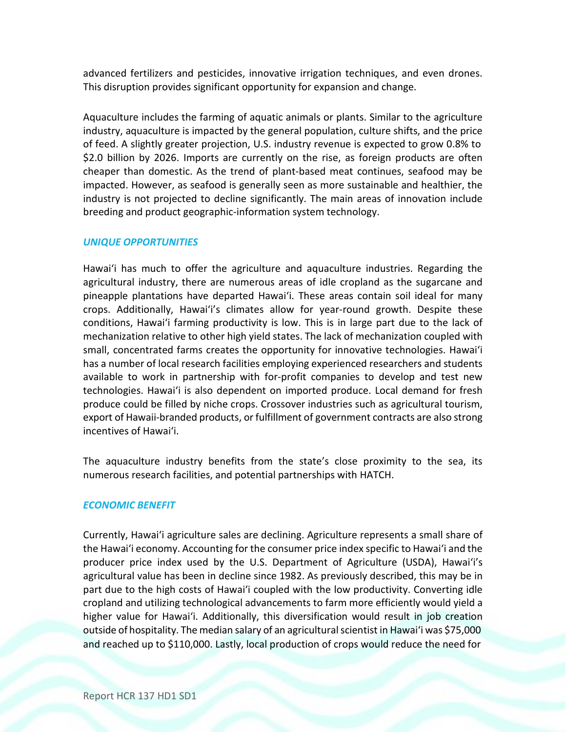advanced fertilizers and pesticides, innovative irrigation techniques, and even drones. This disruption provides significant opportunity for expansion and change.

Aquaculture includes the farming of aquatic animals or plants. Similar to the agriculture industry, aquaculture is impacted by the general population, culture shifts, and the price of feed. A slightly greater projection, U.S. industry revenue is expected to grow 0.8% to $2.0 billion by 2026. Imports are currently on the rise, as foreign products are often cheaper than domestic. As the trend of plant-based meat continues, seafood may be impacted. However, as seafood is generally seen as more sustainable and healthier, the industry is not projected to decline significantly. The main areas of innovation include breeding and product geographic-information system technology.

### *UNIQUE OPPORTUNITIES*

Hawaiʻi has much to offer the agriculture and aquaculture industries. Regarding the agricultural industry, there are numerous areas of idle cropland as the sugarcane and pineapple plantations have departed Hawaiʻi. These areas contain soil ideal for many crops. Additionally, Hawaiʻi's climates allow for year-round growth. Despite these conditions, Hawaiʻi farming productivity is low. This is in large part due to the lack of mechanization relative to other high yield states. The lack of mechanization coupled with small, concentrated farms creates the opportunity for innovative technologies. Hawaiʻi has a number of local research facilities employing experienced researchers and students available to work in partnership with for-profit companies to develop and test new technologies. Hawaiʻi is also dependent on imported produce. Local demand for fresh produce could be filled by niche crops. Crossover industries such as agricultural tourism, export of Hawaii-branded products, or fulfillment of government contracts are also strong incentives of Hawaiʻi.

The aquaculture industry benefits from the state's close proximity to the sea, its numerous research facilities, and potential partnerships with HATCH.

### *ECONOMIC BENEFIT*

Currently, Hawaiʻi agriculture sales are declining. Agriculture represents a small share of the Hawaiʻi economy. Accounting for the consumer price index specific to Hawaiʻi and the producer price index used by the U.S. Department of Agriculture (USDA), Hawaiʻi's agricultural value has been in decline since 1982. As previously described, this may be in part due to the high costs of Hawaiʻi coupled with the low productivity. Converting idle cropland and utilizing technological advancements to farm more efficiently would yield a higher value for Hawaiʻi. Additionally, this diversification would result in job creation outside of hospitality. The median salary of an agricultural scientist in Hawaiʻi was $75,000 and reached up to $110,000. Lastly, local production of crops would reduce the need for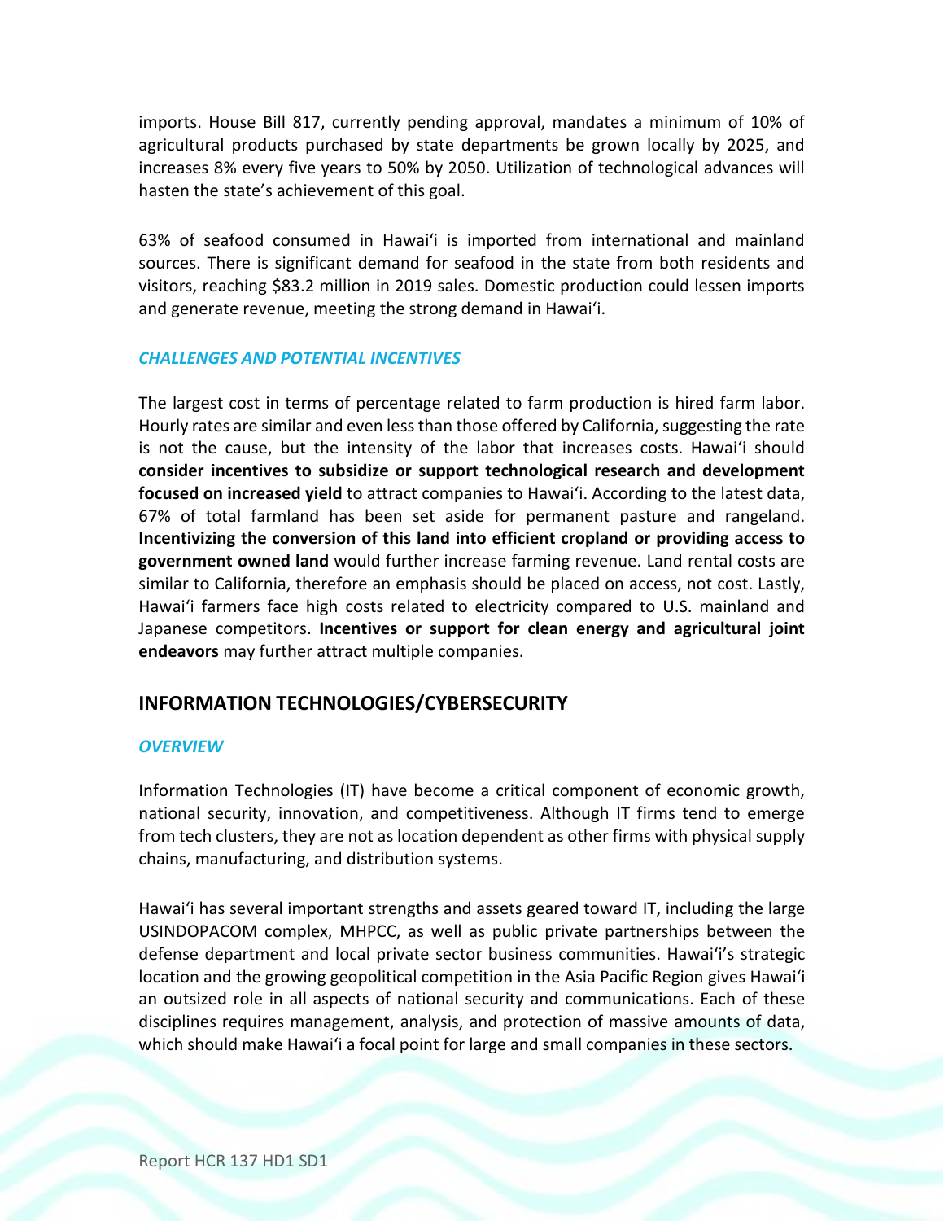imports. House Bill 817, currently pending approval, mandates a minimum of 10% of agricultural products purchased by state departments be grown locally by 2025, and increases 8% every five years to 50% by 2050. Utilization of technological advances will hasten the state's achievement of this goal.

63% of seafood consumed in Hawaiʻi is imported from international and mainland sources. There is significant demand for seafood in the state from both residents and visitors, reaching $83.2 million in 2019 sales. Domestic production could lessen imports and generate revenue, meeting the strong demand in Hawaiʻi.

### *CHALLENGES AND POTENTIAL INCENTIVES*

The largest cost in terms of percentage related to farm production is hired farm labor. Hourly rates are similar and even less than those offered by California, suggesting the rate is not the cause, but the intensity of the labor that increases costs. Hawaiʻi should **consider incentives to subsidize or support technological research and development focused on increased yield** to attract companies to Hawaiʻi. According to the latest data, 67% of total farmland has been set aside for permanent pasture and rangeland. **Incentivizing the conversion of this land into efficient cropland or providing access to government owned land** would further increase farming revenue. Land rental costs are similar to California, therefore an emphasis should be placed on access, not cost. Lastly, Hawaiʻi farmers face high costs related to electricity compared to U.S. mainland and Japanese competitors. **Incentives or support for clean energy and agricultural joint endeavors** may further attract multiple companies.

## INFORMATION TECHNOLOGIES/CYBERSECURITY

### *OVERVIEW*

Information Technologies (IT) have become a critical component of economic growth, national security, innovation, and competitiveness. Although IT firms tend to emerge from tech clusters, they are not as location dependent as other firms with physical supply chains, manufacturing, and distribution systems.

Hawaiʻi has several important strengths and assets geared toward IT, including the large USINDOPACOM complex, MHPCC, as well as public private partnerships between the defense department and local private sector business communities. Hawaiʻi's strategic location and the growing geopolitical competition in the Asia Pacific Region gives Hawaiʻi an outsized role in all aspects of national security and communications. Each of these disciplines requires management, analysis, and protection of massive amounts of data, which should make Hawaiʻi a focal point for large and small companies in these sectors.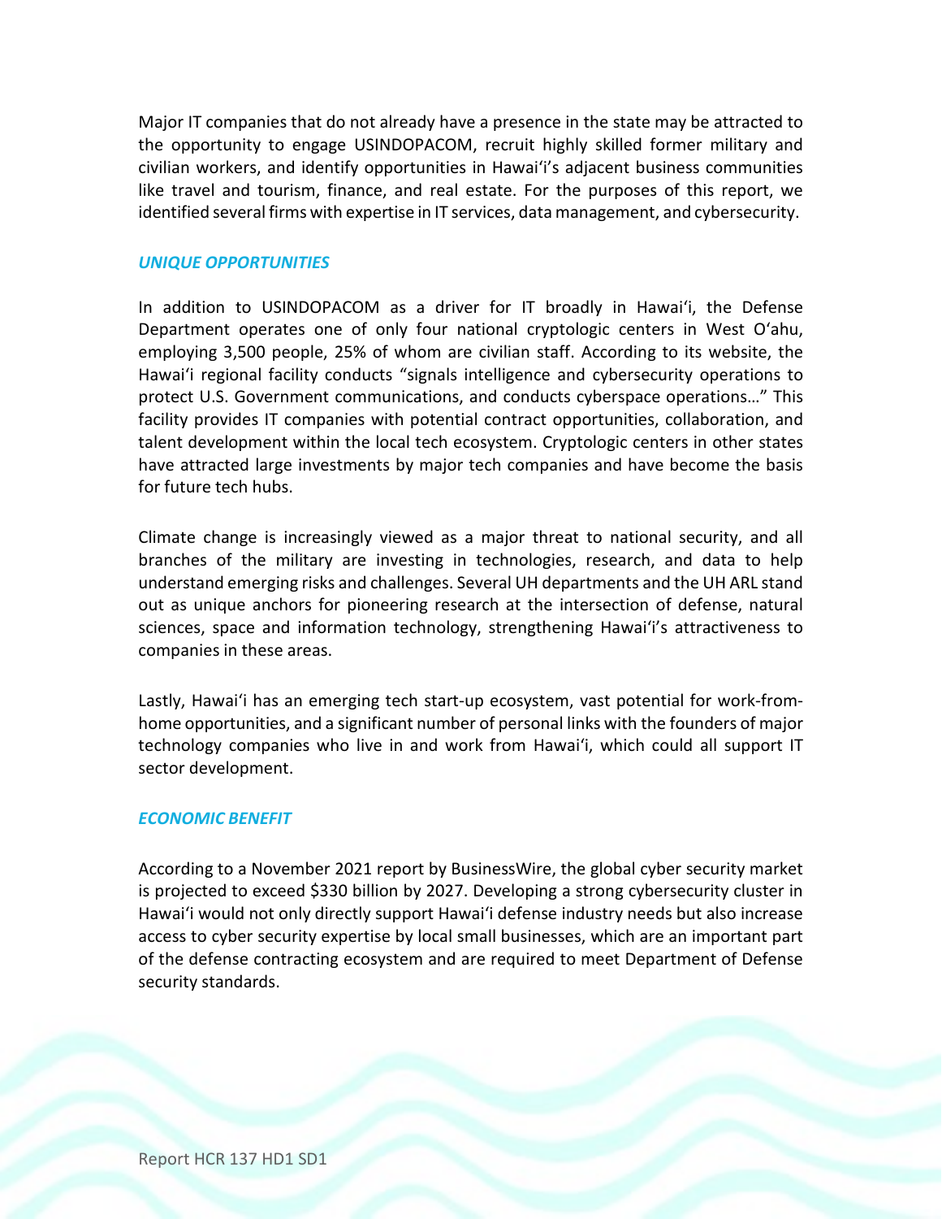Major IT companies that do not already have a presence in the state may be attracted to the opportunity to engage USINDOPACOM, recruit highly skilled former military and civilian workers, and identify opportunities in Hawaiʻi's adjacent business communities like travel and tourism, finance, and real estate. For the purposes of this report, we identified several firms with expertise in IT services, data management, and cybersecurity.

### *UNIQUE OPPORTUNITIES*

In addition to USINDOPACOM as a driver for IT broadly in Hawaiʻi, the Defense Department operates one of only four national cryptologic centers in West Oʻahu, employing 3,500 people, 25% of whom are civilian staff. According to its website, the Hawaiʻi regional facility conducts "signals intelligence and cybersecurity operations to protect U.S. Government communications, and conducts cyberspace operations…" This facility provides IT companies with potential contract opportunities, collaboration, and talent development within the local tech ecosystem. Cryptologic centers in other states have attracted large investments by major tech companies and have become the basis for future tech hubs.

Climate change is increasingly viewed as a major threat to national security, and all branches of the military are investing in technologies, research, and data to help understand emerging risks and challenges. Several UH departments and the UH ARL stand out as unique anchors for pioneering research at the intersection of defense, natural sciences, space and information technology, strengthening Hawaiʻi's attractiveness to companies in these areas.

Lastly, Hawaiʻi has an emerging tech start-up ecosystem, vast potential for work-from-home opportunities, and a significant number of personal links with the founders of major technology companies who live in and work from Hawaiʻi, which could all support IT sector development.

### *ECONOMIC BENEFIT*

According to a November 2021 report by BusinessWire, the global cyber security market is projected to exceed $330 billion by 2027. Developing a strong cybersecurity cluster in Hawaiʻi would not only directly support Hawaiʻi defense industry needs but also increase access to cyber security expertise by local small businesses, which are an important part of the defense contracting ecosystem and are required to meet Department of Defense security standards.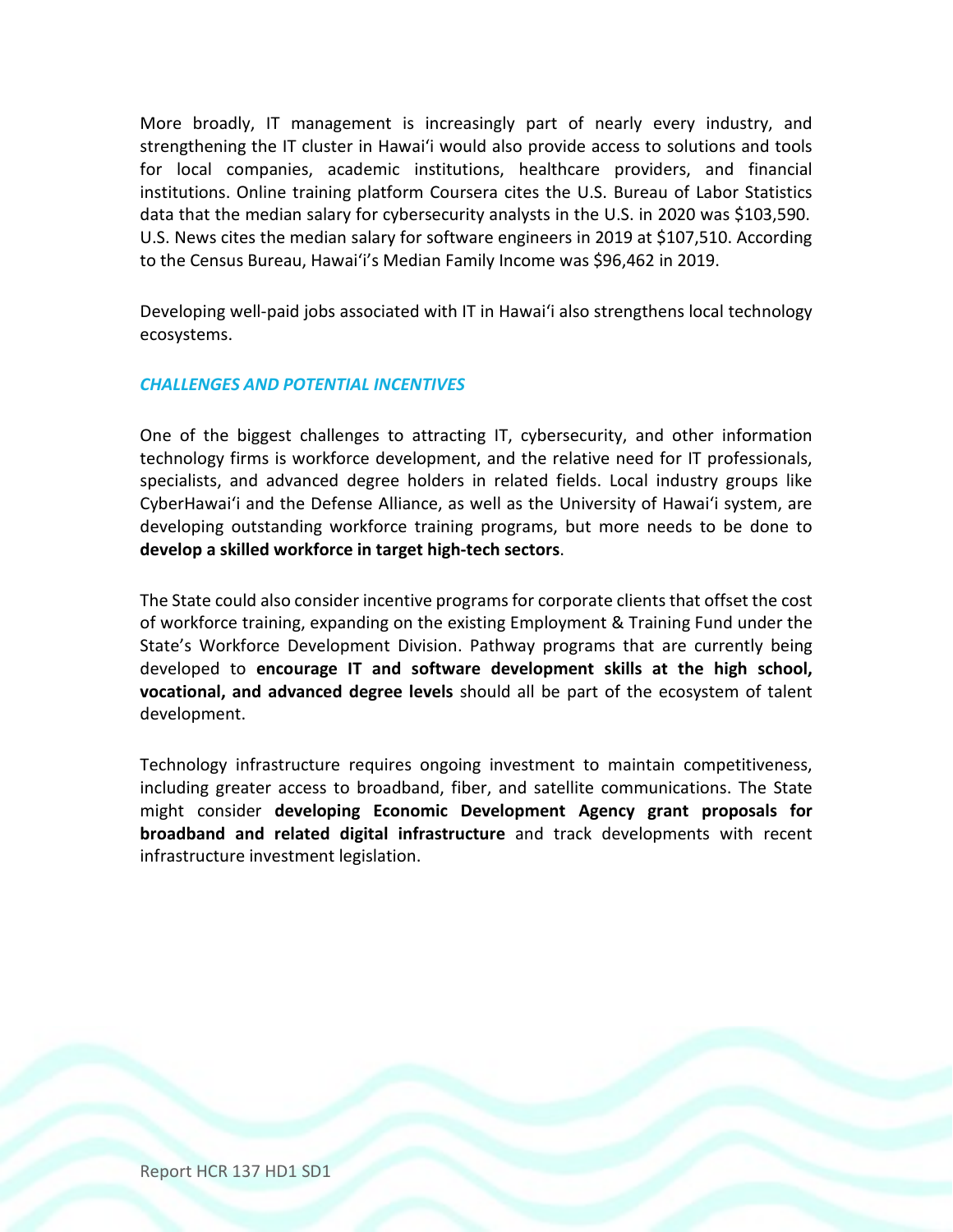More broadly, IT management is increasingly part of nearly every industry, and strengthening the IT cluster in Hawaiʻi would also provide access to solutions and tools for local companies, academic institutions, healthcare providers, and financial institutions. Online training platform Coursera cites the U.S. Bureau of Labor Statistics data that the median salary for cybersecurity analysts in the U.S. in 2020 was $103,590. U.S. News cites the median salary for software engineers in 2019 at $107,510. According to the Census Bureau, Hawaiʻi's Median Family Income was $96,462 in 2019.

Developing well-paid jobs associated with IT in Hawaiʻi also strengthens local technology ecosystems.

### *CHALLENGES AND POTENTIAL INCENTIVES*

One of the biggest challenges to attracting IT, cybersecurity, and other information technology firms is workforce development, and the relative need for IT professionals, specialists, and advanced degree holders in related fields. Local industry groups like CyberHawaiʻi and the Defense Alliance, as well as the University of Hawaiʻi system, are developing outstanding workforce training programs, but more needs to be done to **develop a skilled workforce in target high-tech sectors**.

The State could also consider incentive programs for corporate clients that offset the cost of workforce training, expanding on the existing Employment & Training Fund under the State's Workforce Development Division. Pathway programs that are currently being developed to **encourage IT and software development skills at the high school, vocational, and advanced degree levels** should all be part of the ecosystem of talent development.

Technology infrastructure requires ongoing investment to maintain competitiveness, including greater access to broadband, fiber, and satellite communications. The State might consider **developing Economic Development Agency grant proposals for broadband and related digital infrastructure** and track developments with recent infrastructure investment legislation.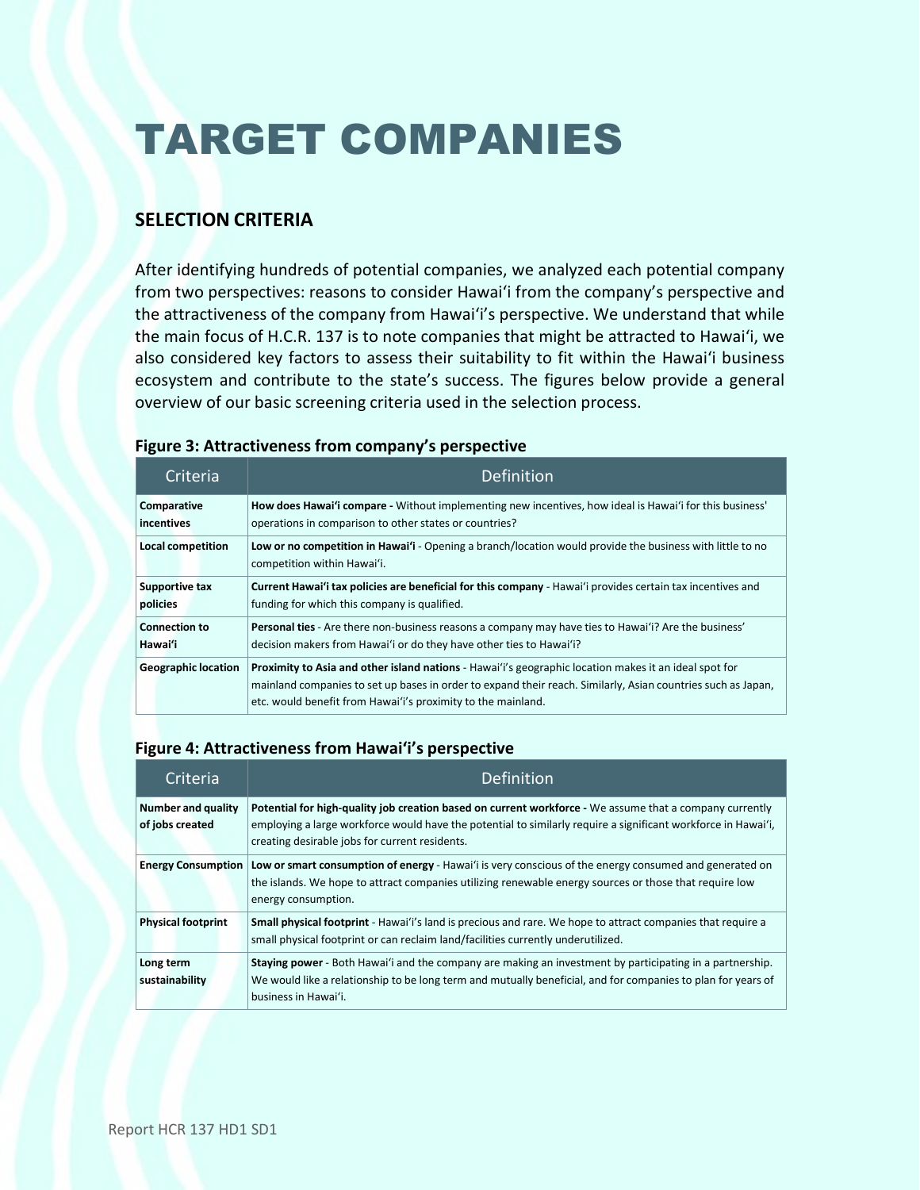# TARGET COMPANIES

## SELECTION CRITERIA

After identifying hundreds of potential companies, we analyzed each potential company from two perspectives: reasons to consider Hawaiʻi from the company's perspective and the attractiveness of the company from Hawaiʻi's perspective. We understand that while the main focus of H.C.R. 137 is to note companies that might be attracted to Hawaiʻi, we also considered key factors to assess their suitability to fit within the Hawaiʻi business ecosystem and contribute to the state's success. The figures below provide a general overview of our basic screening criteria used in the selection process.

**Figure 3: Attractiveness from company's perspective**

| Criteria | Definition |
|---|---|
| **Comparative incentives** | **How does Hawaiʻi compare -** Without implementing new incentives, how ideal is Hawaiʻi for this business' operations in comparison to other states or countries? |
| **Local competition** | **Low or no competition in Hawaiʻi** - Opening a branch/location would provide the business with little to no competition within Hawaiʻi. |
| **Supportive tax policies** | **Current Hawaiʻi tax policies are beneficial for this company** - Hawaiʻi provides certain tax incentives and funding for which this company is qualified. |
| **Connection to Hawaiʻi** | **Personal ties** - Are there non-business reasons a company may have ties to Hawaiʻi? Are the business' decision makers from Hawaiʻi or do they have other ties to Hawaiʻi? |
| **Geographic location** | **Proximity to Asia and other island nations** - Hawaiʻi's geographic location makes it an ideal spot for mainland companies to set up bases in order to expand their reach. Similarly, Asian countries such as Japan, etc. would benefit from Hawaiʻi's proximity to the mainland. |

**Figure 4: Attractiveness from Hawaiʻi's perspective**

| Criteria | Definition |
|---|---|
| **Number and quality of jobs created** | **Potential for high-quality job creation based on current workforce -** We assume that a company currently employing a large workforce would have the potential to similarly require a significant workforce in Hawaiʻi, creating desirable jobs for current residents. |
| **Energy Consumption** | **Low or smart consumption of energy** - Hawaiʻi is very conscious of the energy consumed and generated on the islands. We hope to attract companies utilizing renewable energy sources or those that require low energy consumption. |
| **Physical footprint** | **Small physical footprint** - Hawaiʻi's land is precious and rare. We hope to attract companies that require a small physical footprint or can reclaim land/facilities currently underutilized. |
| **Long term sustainability** | **Staying power** - Both Hawaiʻi and the company are making an investment by participating in a partnership. We would like a relationship to be long term and mutually beneficial, and for companies to plan for years of business in Hawaiʻi. |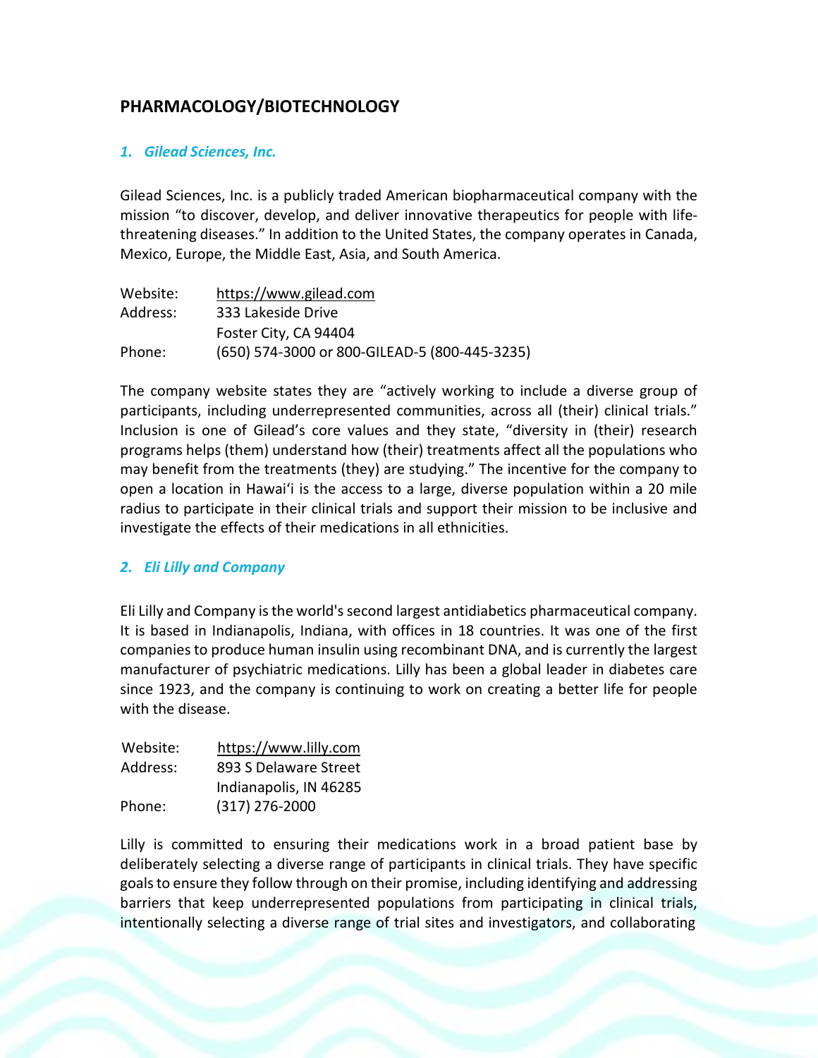## PHARMACOLOGY/BIOTECHNOLOGY

### *1. Gilead Sciences, Inc.*

Gilead Sciences, Inc. is a publicly traded American biopharmaceutical company with the mission "to discover, develop, and deliver innovative therapeutics for people with life-threatening diseases." In addition to the United States, the company operates in Canada, Mexico, Europe, the Middle East, Asia, and South America.

Website: https://www.gilead.com
Address: 333 Lakeside Drive
Foster City, CA 94404
Phone: (650) 574-3000 or 800-GILEAD-5 (800-445-3235)

The company website states they are "actively working to include a diverse group of participants, including underrepresented communities, across all (their) clinical trials." Inclusion is one of Gilead's core values and they state, "diversity in (their) research programs helps (them) understand how (their) treatments affect all the populations who may benefit from the treatments (they) are studying." The incentive for the company to open a location in Hawaiʻi is the access to a large, diverse population within a 20 mile radius to participate in their clinical trials and support their mission to be inclusive and investigate the effects of their medications in all ethnicities.

### *2. Eli Lilly and Company*

Eli Lilly and Company is the world's second largest antidiabetics pharmaceutical company. It is based in Indianapolis, Indiana, with offices in 18 countries. It was one of the first companies to produce human insulin using recombinant DNA, and is currently the largest manufacturer of psychiatric medications. Lilly has been a global leader in diabetes care since 1923, and the company is continuing to work on creating a better life for people with the disease.

Website: https://www.lilly.com
Address: 893 S Delaware Street
Indianapolis, IN 46285
Phone: (317) 276-2000

Lilly is committed to ensuring their medications work in a broad patient base by deliberately selecting a diverse range of participants in clinical trials. They have specific goals to ensure they follow through on their promise, including identifying and addressing barriers that keep underrepresented populations from participating in clinical trials, intentionally selecting a diverse range of trial sites and investigators, and collaborating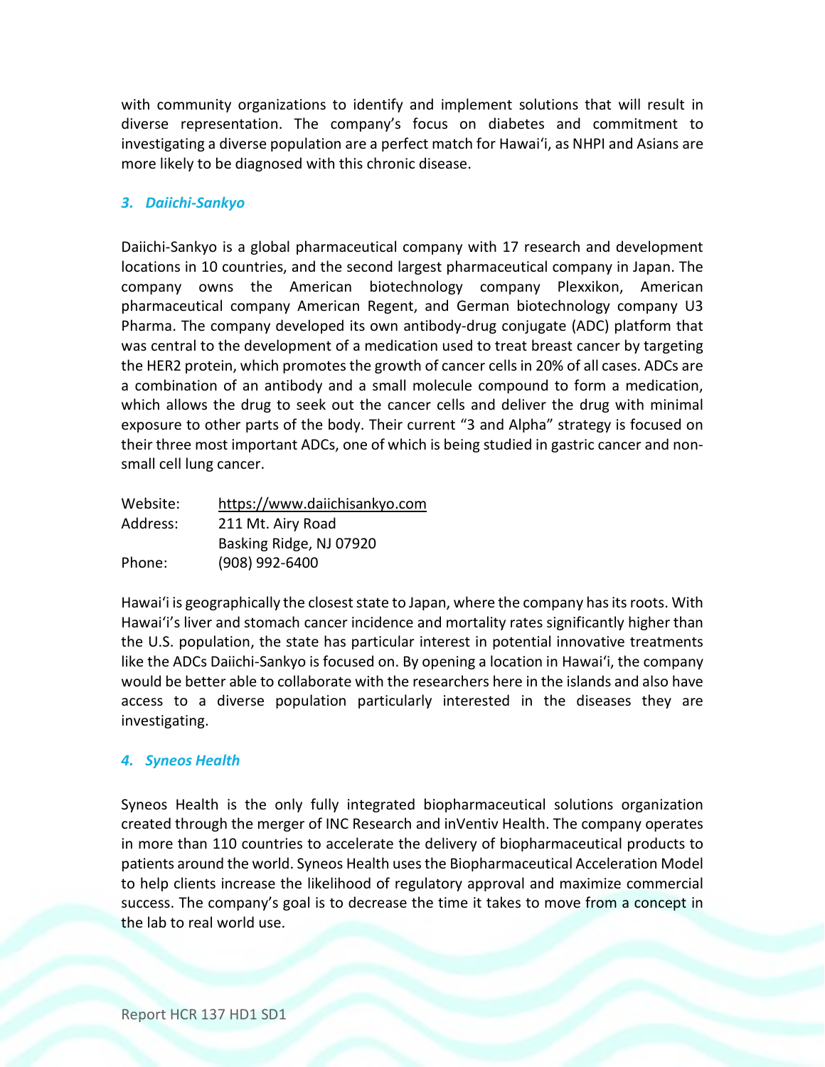with community organizations to identify and implement solutions that will result in diverse representation. The company's focus on diabetes and commitment to investigating a diverse population are a perfect match for Hawaiʻi, as NHPI and Asians are more likely to be diagnosed with this chronic disease.

### *3. Daiichi-Sankyo*

Daiichi-Sankyo is a global pharmaceutical company with 17 research and development locations in 10 countries, and the second largest pharmaceutical company in Japan. The company owns the American biotechnology company Plexxikon, American pharmaceutical company American Regent, and German biotechnology company U3 Pharma. The company developed its own antibody-drug conjugate (ADC) platform that was central to the development of a medication used to treat breast cancer by targeting the HER2 protein, which promotes the growth of cancer cells in 20% of all cases. ADCs are a combination of an antibody and a small molecule compound to form a medication, which allows the drug to seek out the cancer cells and deliver the drug with minimal exposure to other parts of the body. Their current "3 and Alpha" strategy is focused on their three most important ADCs, one of which is being studied in gastric cancer and non-small cell lung cancer.

| | |
|---|---|
| Website: | https://www.daiichisankyo.com |
| Address: | 211 Mt. Airy Road<br>Basking Ridge, NJ 07920 |
| Phone: | (908) 992-6400 |

Hawaiʻi is geographically the closest state to Japan, where the company has its roots. With Hawaiʻi's liver and stomach cancer incidence and mortality rates significantly higher than the U.S. population, the state has particular interest in potential innovative treatments like the ADCs Daiichi-Sankyo is focused on. By opening a location in Hawaiʻi, the company would be better able to collaborate with the researchers here in the islands and also have access to a diverse population particularly interested in the diseases they are investigating.

### *4. Syneos Health*

Syneos Health is the only fully integrated biopharmaceutical solutions organization created through the merger of INC Research and inVentiv Health. The company operates in more than 110 countries to accelerate the delivery of biopharmaceutical products to patients around the world. Syneos Health uses the Biopharmaceutical Acceleration Model to help clients increase the likelihood of regulatory approval and maximize commercial success. The company's goal is to decrease the time it takes to move from a concept in the lab to real world use.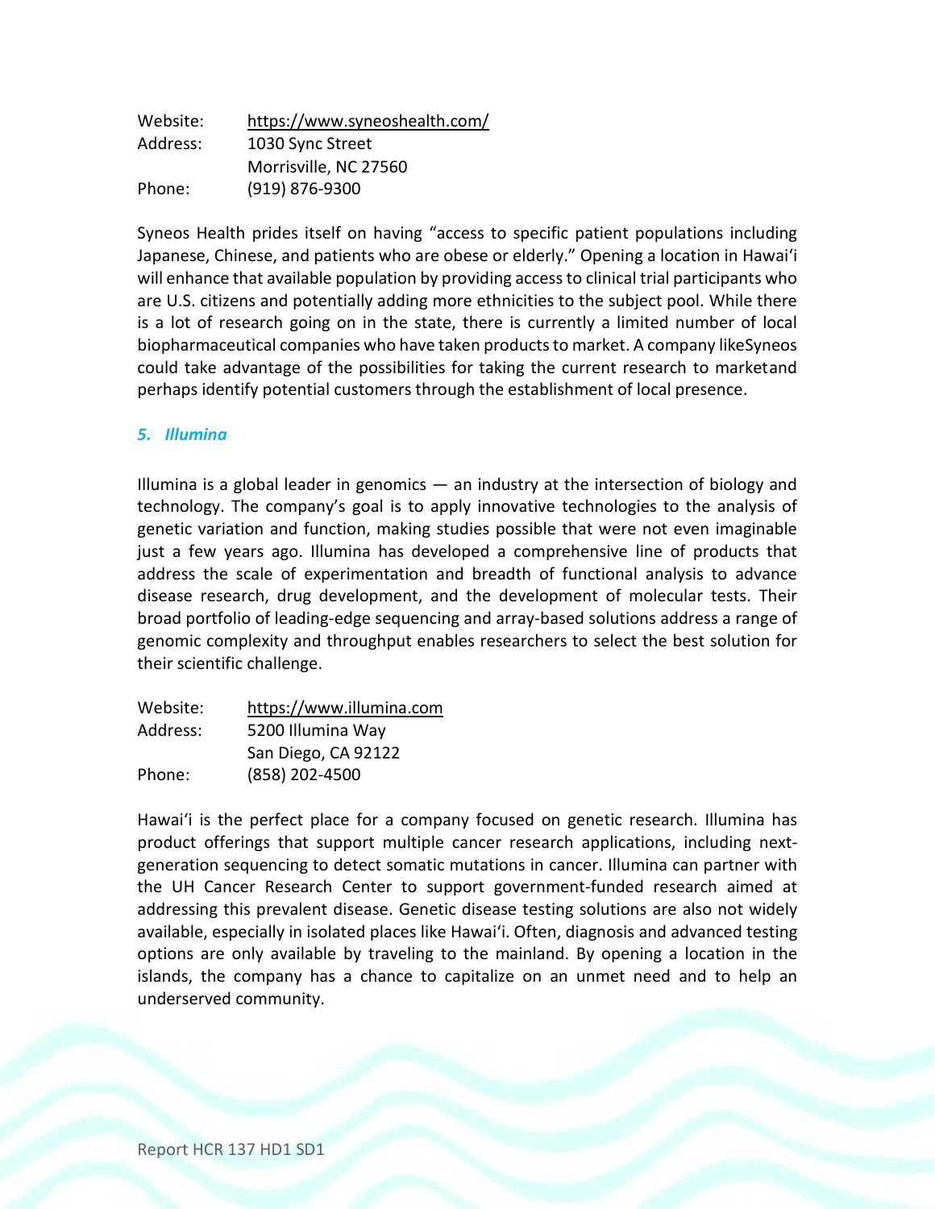Website: https://www.syneoshealth.com/
Address: 1030 Sync Street
Morrisville, NC 27560
Phone: (919) 876-9300

Syneos Health prides itself on having "access to specific patient populations including Japanese, Chinese, and patients who are obese or elderly." Opening a location in Hawaiʻi will enhance that available population by providing access to clinical trial participants who are U.S. citizens and potentially adding more ethnicities to the subject pool. While there is a lot of research going on in the state, there is currently a limited number of local biopharmaceutical companies who have taken products to market. A company likeSyneos could take advantage of the possibilities for taking the current research to marketand perhaps identify potential customers through the establishment of local presence.

### *5. Illumina*

Illumina is a global leader in genomics — an industry at the intersection of biology and technology. The company's goal is to apply innovative technologies to the analysis of genetic variation and function, making studies possible that were not even imaginable just a few years ago. Illumina has developed a comprehensive line of products that address the scale of experimentation and breadth of functional analysis to advance disease research, drug development, and the development of molecular tests. Their broad portfolio of leading-edge sequencing and array-based solutions address a range of genomic complexity and throughput enables researchers to select the best solution for their scientific challenge.

Website: https://www.illumina.com
Address: 5200 Illumina Way
San Diego, CA 92122
Phone: (858) 202-4500

Hawaiʻi is the perfect place for a company focused on genetic research. Illumina has product offerings that support multiple cancer research applications, including next-generation sequencing to detect somatic mutations in cancer. Illumina can partner with the UH Cancer Research Center to support government-funded research aimed at addressing this prevalent disease. Genetic disease testing solutions are also not widely available, especially in isolated places like Hawaiʻi. Often, diagnosis and advanced testing options are only available by traveling to the mainland. By opening a location in the islands, the company has a chance to capitalize on an unmet need and to help an underserved community.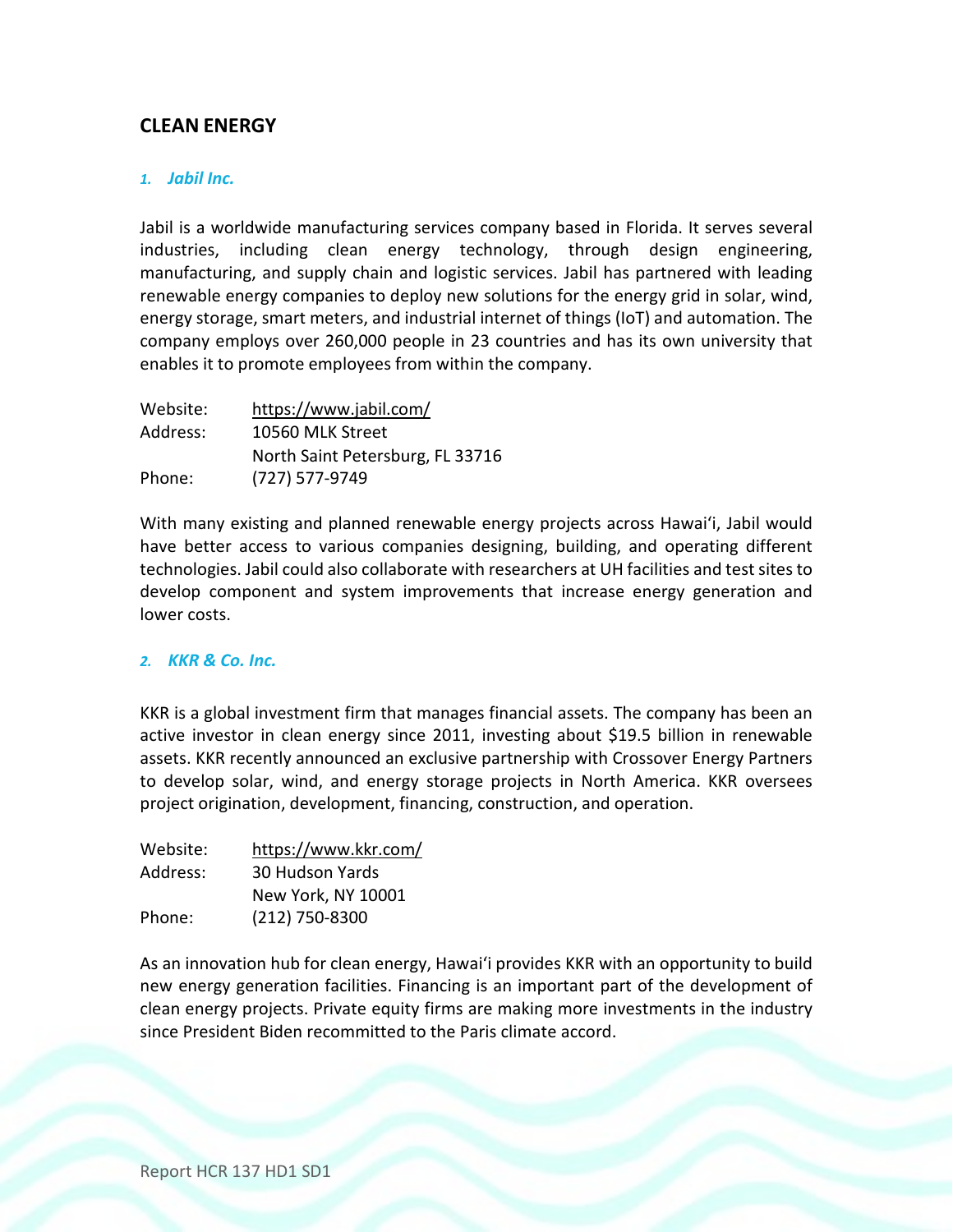## CLEAN ENERGY

### 1. *Jabil Inc.*

Jabil is a worldwide manufacturing services company based in Florida. It serves several industries, including clean energy technology, through design engineering, manufacturing, and supply chain and logistic services. Jabil has partnered with leading renewable energy companies to deploy new solutions for the energy grid in solar, wind, energy storage, smart meters, and industrial internet of things (IoT) and automation. The company employs over 260,000 people in 23 countries and has its own university that enables it to promote employees from within the company.

Website: https://www.jabil.com/
Address: 10560 MLK Street
North Saint Petersburg, FL 33716
Phone: (727) 577-9749

With many existing and planned renewable energy projects across Hawaiʻi, Jabil would have better access to various companies designing, building, and operating different technologies. Jabil could also collaborate with researchers at UH facilities and test sites to develop component and system improvements that increase energy generation and lower costs.

### 2. *KKR & Co. Inc.*

KKR is a global investment firm that manages financial assets. The company has been an active investor in clean energy since 2011, investing about $19.5 billion in renewable assets. KKR recently announced an exclusive partnership with Crossover Energy Partners to develop solar, wind, and energy storage projects in North America. KKR oversees project origination, development, financing, construction, and operation.

Website: https://www.kkr.com/
Address: 30 Hudson Yards
New York, NY 10001
Phone: (212) 750-8300

As an innovation hub for clean energy, Hawaiʻi provides KKR with an opportunity to build new energy generation facilities. Financing is an important part of the development of clean energy projects. Private equity firms are making more investments in the industry since President Biden recommitted to the Paris climate accord.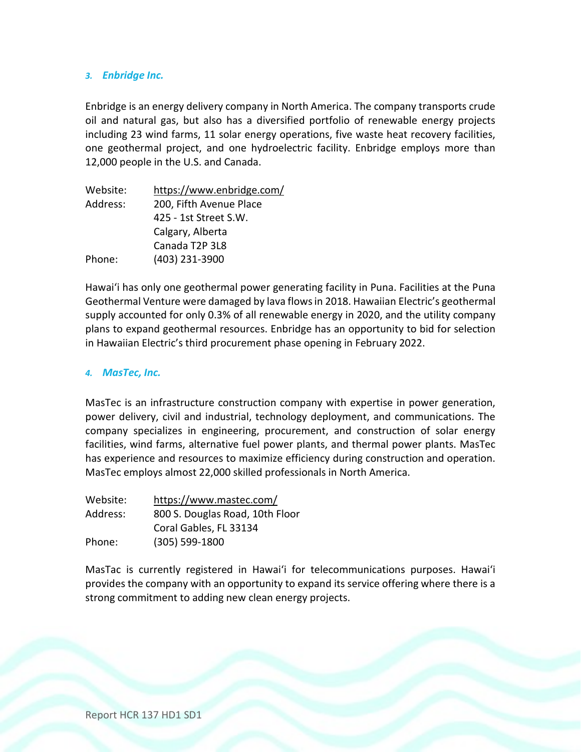### *3. Enbridge Inc.*

Enbridge is an energy delivery company in North America. The company transports crude oil and natural gas, but also has a diversified portfolio of renewable energy projects including 23 wind farms, 11 solar energy operations, five waste heat recovery facilities, one geothermal project, and one hydroelectric facility. Enbridge employs more than 12,000 people in the U.S. and Canada.

| | |
|---|---|
| Website: | https://www.enbridge.com/ |
| Address: | 200, Fifth Avenue Place<br>425 - 1st Street S.W.<br>Calgary, Alberta<br>Canada T2P 3L8 |
| Phone: | (403) 231-3900 |

Hawaiʻi has only one geothermal power generating facility in Puna. Facilities at the Puna Geothermal Venture were damaged by lava flows in 2018. Hawaiian Electric's geothermal supply accounted for only 0.3% of all renewable energy in 2020, and the utility company plans to expand geothermal resources. Enbridge has an opportunity to bid for selection in Hawaiian Electric's third procurement phase opening in February 2022.

### *4. MasTec, Inc.*

MasTec is an infrastructure construction company with expertise in power generation, power delivery, civil and industrial, technology deployment, and communications. The company specializes in engineering, procurement, and construction of solar energy facilities, wind farms, alternative fuel power plants, and thermal power plants. MasTec has experience and resources to maximize efficiency during construction and operation. MasTec employs almost 22,000 skilled professionals in North America.

| | |
|---|---|
| Website: | https://www.mastec.com/ |
| Address: | 800 S. Douglas Road, 10th Floor<br>Coral Gables, FL 33134 |
| Phone: | (305) 599-1800 |

MasTac is currently registered in Hawaiʻi for telecommunications purposes. Hawaiʻi provides the company with an opportunity to expand its service offering where there is a strong commitment to adding new clean energy projects.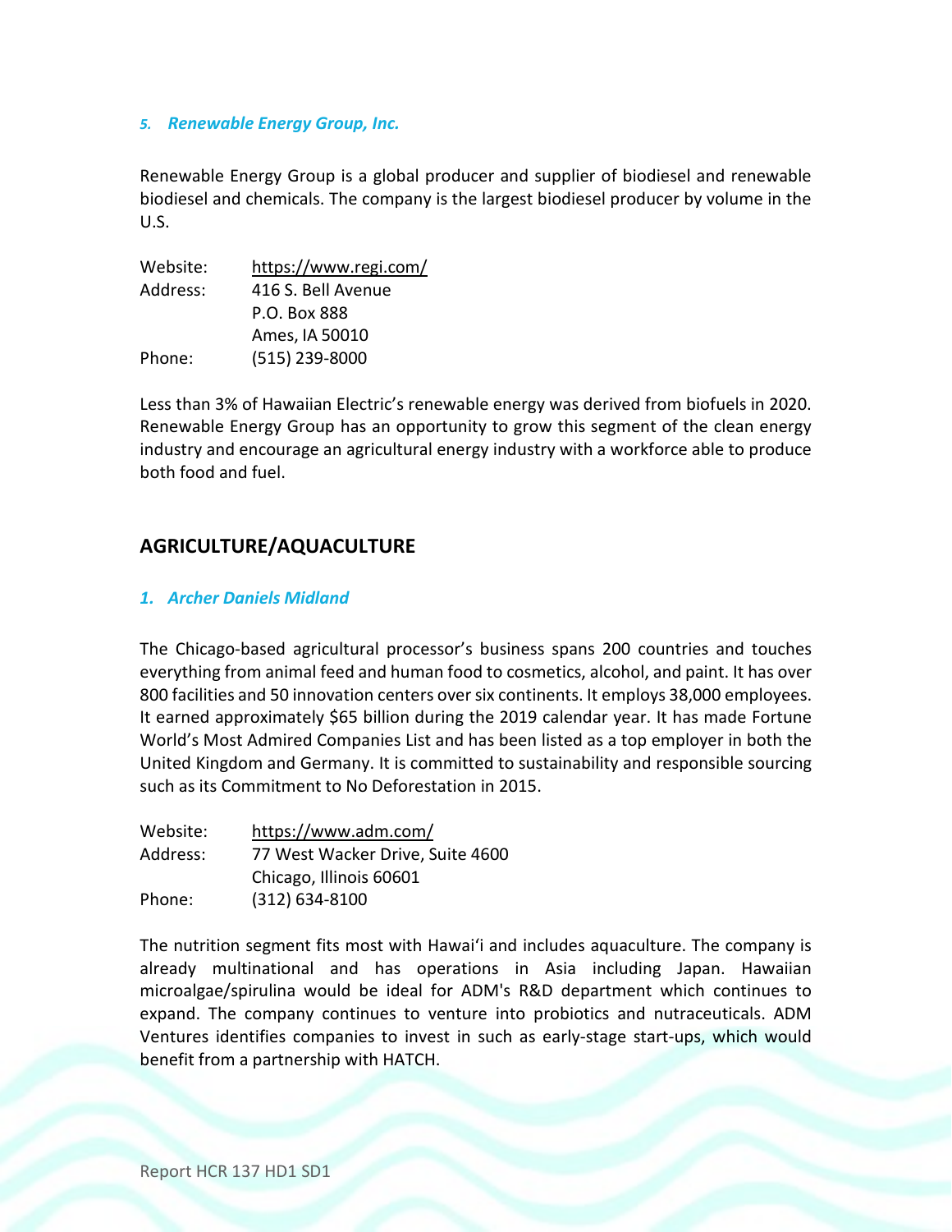### *5. Renewable Energy Group, Inc.*

Renewable Energy Group is a global producer and supplier of biodiesel and renewable biodiesel and chemicals. The company is the largest biodiesel producer by volume in the U.S.

Website: https://www.regi.com/
Address: 416 S. Bell Avenue
P.O. Box 888
Ames, IA 50010
Phone: (515) 239-8000

Less than 3% of Hawaiian Electric's renewable energy was derived from biofuels in 2020. Renewable Energy Group has an opportunity to grow this segment of the clean energy industry and encourage an agricultural energy industry with a workforce able to produce both food and fuel.

## AGRICULTURE/AQUACULTURE

### *1. Archer Daniels Midland*

The Chicago-based agricultural processor's business spans 200 countries and touches everything from animal feed and human food to cosmetics, alcohol, and paint. It has over 800 facilities and 50 innovation centers over six continents. It employs 38,000 employees. It earned approximately $65 billion during the 2019 calendar year. It has made Fortune World's Most Admired Companies List and has been listed as a top employer in both the United Kingdom and Germany. It is committed to sustainability and responsible sourcing such as its Commitment to No Deforestation in 2015.

Website: https://www.adm.com/
Address: 77 West Wacker Drive, Suite 4600
Chicago, Illinois 60601
Phone: (312) 634-8100

The nutrition segment fits most with Hawaiʻi and includes aquaculture. The company is already multinational and has operations in Asia including Japan. Hawaiian microalgae/spirulina would be ideal for ADM's R&D department which continues to expand. The company continues to venture into probiotics and nutraceuticals. ADM Ventures identifies companies to invest in such as early-stage start-ups, which would benefit from a partnership with HATCH.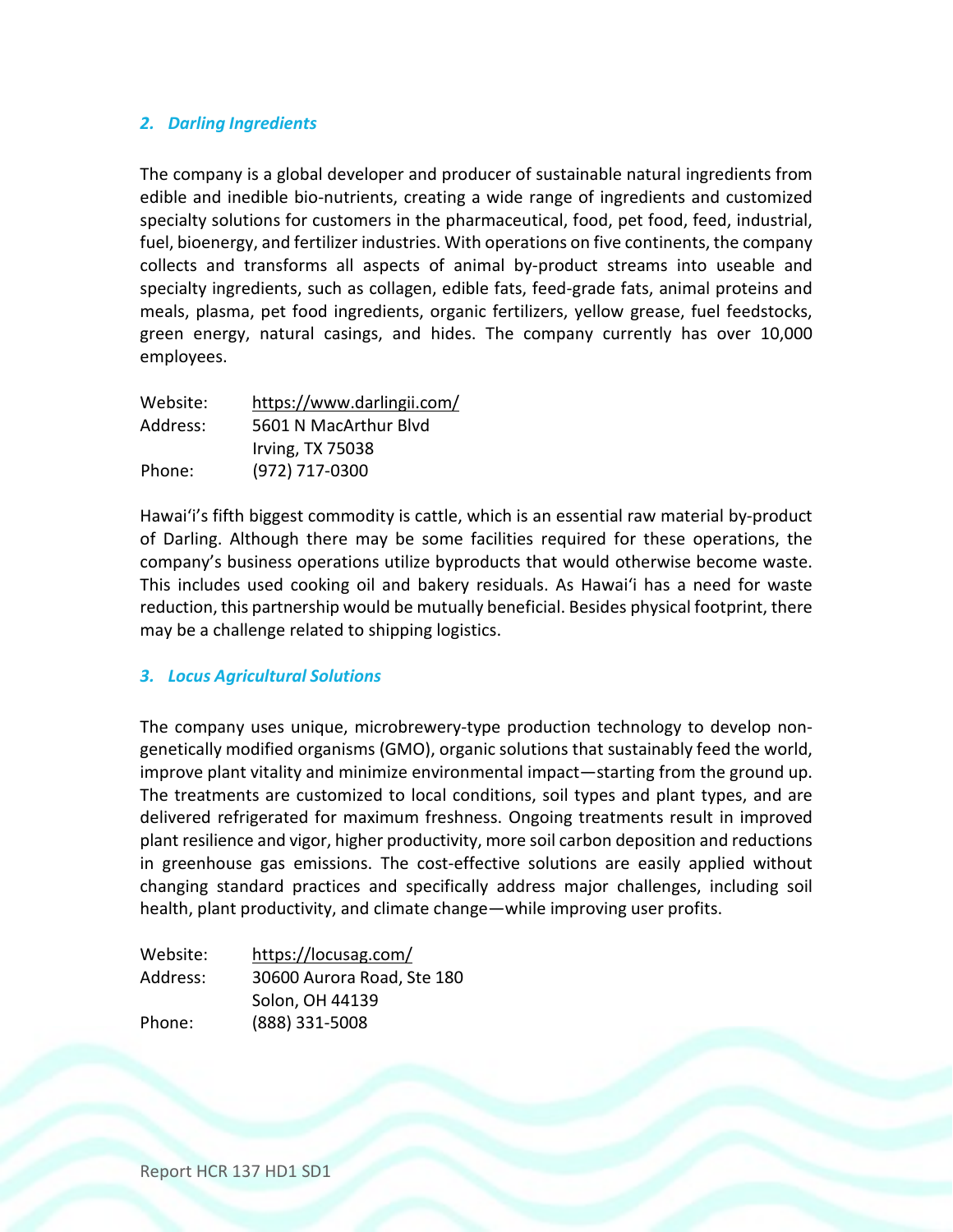### *2. Darling Ingredients*

The company is a global developer and producer of sustainable natural ingredients from edible and inedible bio-nutrients, creating a wide range of ingredients and customized specialty solutions for customers in the pharmaceutical, food, pet food, feed, industrial, fuel, bioenergy, and fertilizer industries. With operations on five continents, the company collects and transforms all aspects of animal by-product streams into useable and specialty ingredients, such as collagen, edible fats, feed-grade fats, animal proteins and meals, plasma, pet food ingredients, organic fertilizers, yellow grease, fuel feedstocks, green energy, natural casings, and hides. The company currently has over 10,000 employees.

| | |
|---|---|
| Website: | https://www.darlingii.com/ |
| Address: | 5601 N MacArthur Blvd<br>Irving, TX 75038 |
| Phone: | (972) 717-0300 |

Hawaiʻi's fifth biggest commodity is cattle, which is an essential raw material by-product of Darling. Although there may be some facilities required for these operations, the company's business operations utilize byproducts that would otherwise become waste. This includes used cooking oil and bakery residuals. As Hawaiʻi has a need for waste reduction, this partnership would be mutually beneficial. Besides physical footprint, there may be a challenge related to shipping logistics.

### *3. Locus Agricultural Solutions*

The company uses unique, microbrewery-type production technology to develop non-genetically modified organisms (GMO), organic solutions that sustainably feed the world, improve plant vitality and minimize environmental impact—starting from the ground up. The treatments are customized to local conditions, soil types and plant types, and are delivered refrigerated for maximum freshness. Ongoing treatments result in improved plant resilience and vigor, higher productivity, more soil carbon deposition and reductions in greenhouse gas emissions. The cost-effective solutions are easily applied without changing standard practices and specifically address major challenges, including soil health, plant productivity, and climate change—while improving user profits.

| | |
|---|---|
| Website: | https://locusag.com/ |
| Address: | 30600 Aurora Road, Ste 180<br>Solon, OH 44139 |
| Phone: | (888) 331-5008 |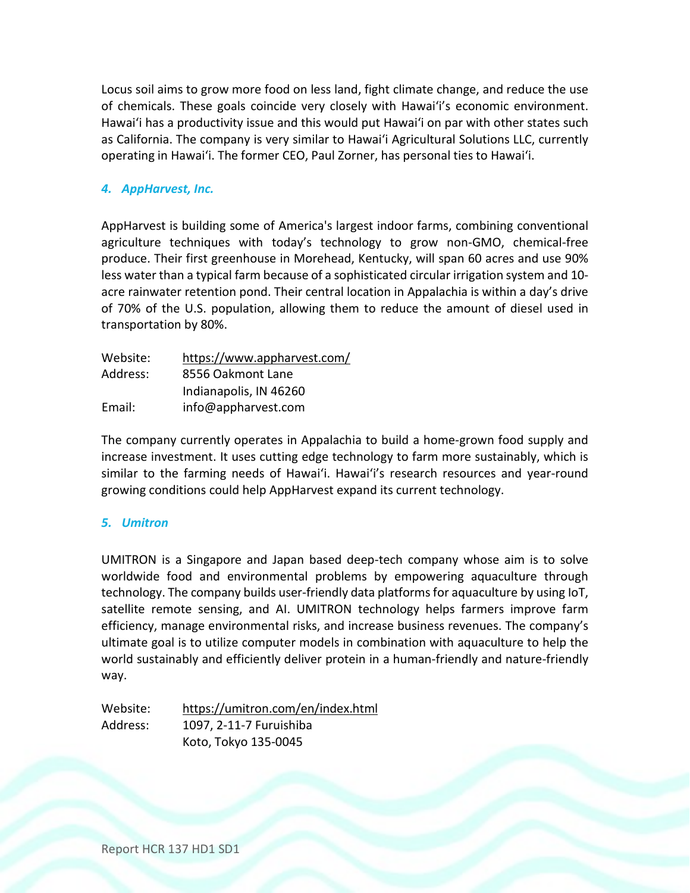Locus soil aims to grow more food on less land, fight climate change, and reduce the use of chemicals. These goals coincide very closely with Hawaiʻi's economic environment. Hawaiʻi has a productivity issue and this would put Hawaiʻi on par with other states such as California. The company is very similar to Hawaiʻi Agricultural Solutions LLC, currently operating in Hawaiʻi. The former CEO, Paul Zorner, has personal ties to Hawaiʻi.

### *4. AppHarvest, Inc.*

AppHarvest is building some of America's largest indoor farms, combining conventional agriculture techniques with today's technology to grow non-GMO, chemical-free produce. Their first greenhouse in Morehead, Kentucky, will span 60 acres and use 90% less water than a typical farm because of a sophisticated circular irrigation system and 10-acre rainwater retention pond. Their central location in Appalachia is within a day's drive of 70% of the U.S. population, allowing them to reduce the amount of diesel used in transportation by 80%.

Website: https://www.appharvest.com/
Address: 8556 Oakmont Lane
Indianapolis, IN 46260
Email: info@appharvest.com

The company currently operates in Appalachia to build a home-grown food supply and increase investment. It uses cutting edge technology to farm more sustainably, which is similar to the farming needs of Hawaiʻi. Hawaiʻi's research resources and year-round growing conditions could help AppHarvest expand its current technology.

### *5. Umitron*

UMITRON is a Singapore and Japan based deep-tech company whose aim is to solve worldwide food and environmental problems by empowering aquaculture through technology. The company builds user-friendly data platforms for aquaculture by using IoT, satellite remote sensing, and AI. UMITRON technology helps farmers improve farm efficiency, manage environmental risks, and increase business revenues. The company's ultimate goal is to utilize computer models in combination with aquaculture to help the world sustainably and efficiently deliver protein in a human-friendly and nature-friendly way.

Website: https://umitron.com/en/index.html
Address: 1097, 2-11-7 Furuishiba
Koto, Tokyo 135-0045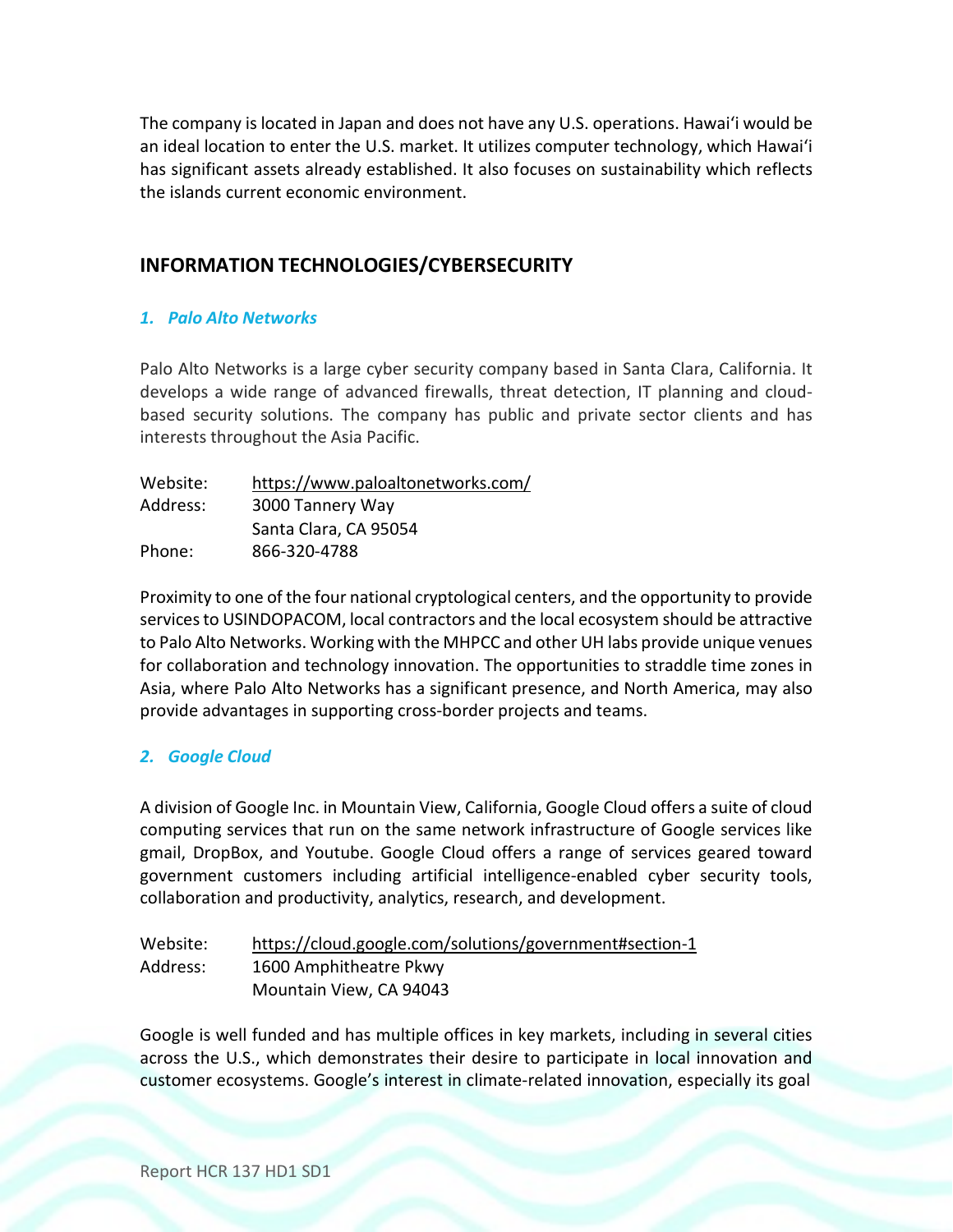The company is located in Japan and does not have any U.S. operations. Hawaiʻi would be an ideal location to enter the U.S. market. It utilizes computer technology, which Hawaiʻi has significant assets already established. It also focuses on sustainability which reflects the islands current economic environment.

## INFORMATION TECHNOLOGIES/CYBERSECURITY

### *1. Palo Alto Networks*

Palo Alto Networks is a large cyber security company based in Santa Clara, California. It develops a wide range of advanced firewalls, threat detection, IT planning and cloud-based security solutions. The company has public and private sector clients and has interests throughout the Asia Pacific.

Website: https://www.paloaltonetworks.com/
Address: 3000 Tannery Way
Santa Clara, CA 95054
Phone: 866-320-4788

Proximity to one of the four national cryptological centers, and the opportunity to provide services to USINDOPACOM, local contractors and the local ecosystem should be attractive to Palo Alto Networks. Working with the MHPCC and other UH labs provide unique venues for collaboration and technology innovation. The opportunities to straddle time zones in Asia, where Palo Alto Networks has a significant presence, and North America, may also provide advantages in supporting cross-border projects and teams.

### *2. Google Cloud*

A division of Google Inc. in Mountain View, California, Google Cloud offers a suite of cloud computing services that run on the same network infrastructure of Google services like gmail, DropBox, and Youtube. Google Cloud offers a range of services geared toward government customers including artificial intelligence-enabled cyber security tools, collaboration and productivity, analytics, research, and development.

Website: https://cloud.google.com/solutions/government#section-1
Address: 1600 Amphitheatre Pkwy
Mountain View, CA 94043

Google is well funded and has multiple offices in key markets, including in several cities across the U.S., which demonstrates their desire to participate in local innovation and customer ecosystems. Google's interest in climate-related innovation, especially its goal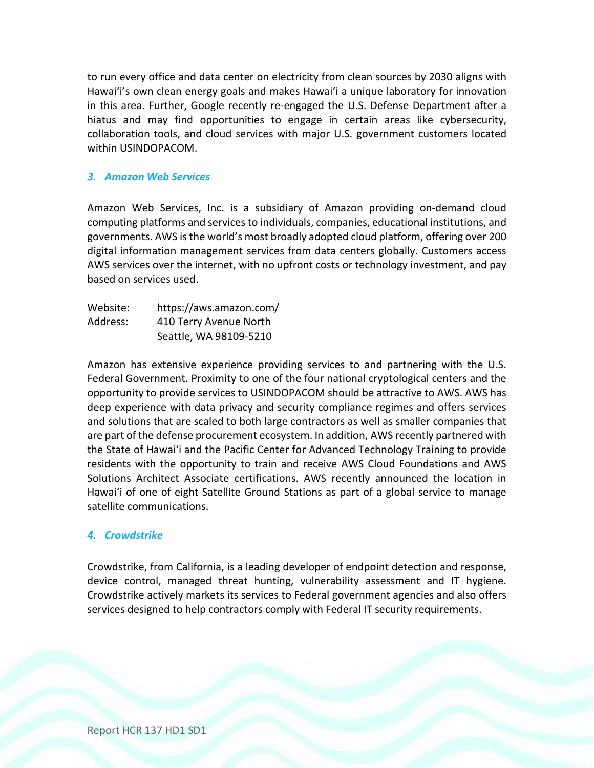to run every office and data center on electricity from clean sources by 2030 aligns with Hawaiʻi's own clean energy goals and makes Hawaiʻi a unique laboratory for innovation in this area. Further, Google recently re-engaged the U.S. Defense Department after a hiatus and may find opportunities to engage in certain areas like cybersecurity, collaboration tools, and cloud services with major U.S. government customers located within USINDOPACOM.

### *3. Amazon Web Services*

Amazon Web Services, Inc. is a subsidiary of Amazon providing on-demand cloud computing platforms and services to individuals, companies, educational institutions, and governments. AWS is the world's most broadly adopted cloud platform, offering over 200 digital information management services from data centers globally. Customers access AWS services over the internet, with no upfront costs or technology investment, and pay based on services used.

Website: https://aws.amazon.com/
Address: 410 Terry Avenue North
Seattle, WA 98109-5210

Amazon has extensive experience providing services to and partnering with the U.S. Federal Government. Proximity to one of the four national cryptological centers and the opportunity to provide services to USINDOPACOM should be attractive to AWS. AWS has deep experience with data privacy and security compliance regimes and offers services and solutions that are scaled to both large contractors as well as smaller companies that are part of the defense procurement ecosystem. In addition, AWS recently partnered with the State of Hawaiʻi and the Pacific Center for Advanced Technology Training to provide residents with the opportunity to train and receive AWS Cloud Foundations and AWS Solutions Architect Associate certifications. AWS recently announced the location in Hawaiʻi of one of eight Satellite Ground Stations as part of a global service to manage satellite communications.

### *4. Crowdstrike*

Crowdstrike, from California, is a leading developer of endpoint detection and response, device control, managed threat hunting, vulnerability assessment and IT hygiene. Crowdstrike actively markets its services to Federal government agencies and also offers services designed to help contractors comply with Federal IT security requirements.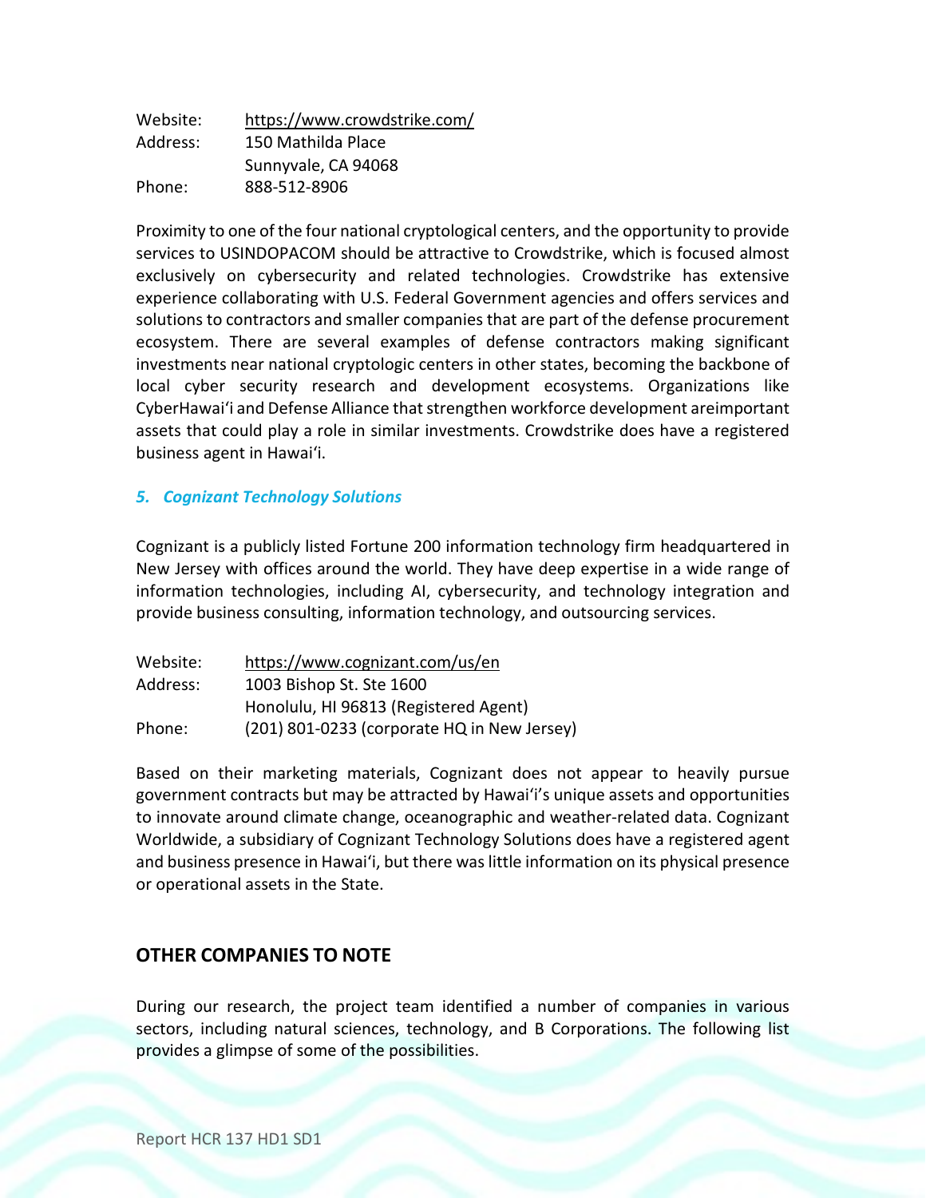Website: https://www.crowdstrike.com/
Address: 150 Mathilda Place
Sunnyvale, CA 94068
Phone: 888-512-8906

Proximity to one of the four national cryptological centers, and the opportunity to provide services to USINDOPACOM should be attractive to Crowdstrike, which is focused almost exclusively on cybersecurity and related technologies. Crowdstrike has extensive experience collaborating with U.S. Federal Government agencies and offers services and solutions to contractors and smaller companies that are part of the defense procurement ecosystem. There are several examples of defense contractors making significant investments near national cryptologic centers in other states, becoming the backbone of local cyber security research and development ecosystems. Organizations like CyberHawaiʻi and Defense Alliance that strengthen workforce development areimportant assets that could play a role in similar investments. Crowdstrike does have a registered business agent in Hawaiʻi.

### *5. Cognizant Technology Solutions*

Cognizant is a publicly listed Fortune 200 information technology firm headquartered in New Jersey with offices around the world. They have deep expertise in a wide range of information technologies, including AI, cybersecurity, and technology integration and provide business consulting, information technology, and outsourcing services.

Website: https://www.cognizant.com/us/en
Address: 1003 Bishop St. Ste 1600
Honolulu, HI 96813 (Registered Agent)
Phone: (201) 801-0233 (corporate HQ in New Jersey)

Based on their marketing materials, Cognizant does not appear to heavily pursue government contracts but may be attracted by Hawaiʻi's unique assets and opportunities to innovate around climate change, oceanographic and weather-related data. Cognizant Worldwide, a subsidiary of Cognizant Technology Solutions does have a registered agent and business presence in Hawaiʻi, but there was little information on its physical presence or operational assets in the State.

## OTHER COMPANIES TO NOTE

During our research, the project team identified a number of companies in various sectors, including natural sciences, technology, and B Corporations. The following list provides a glimpse of some of the possibilities.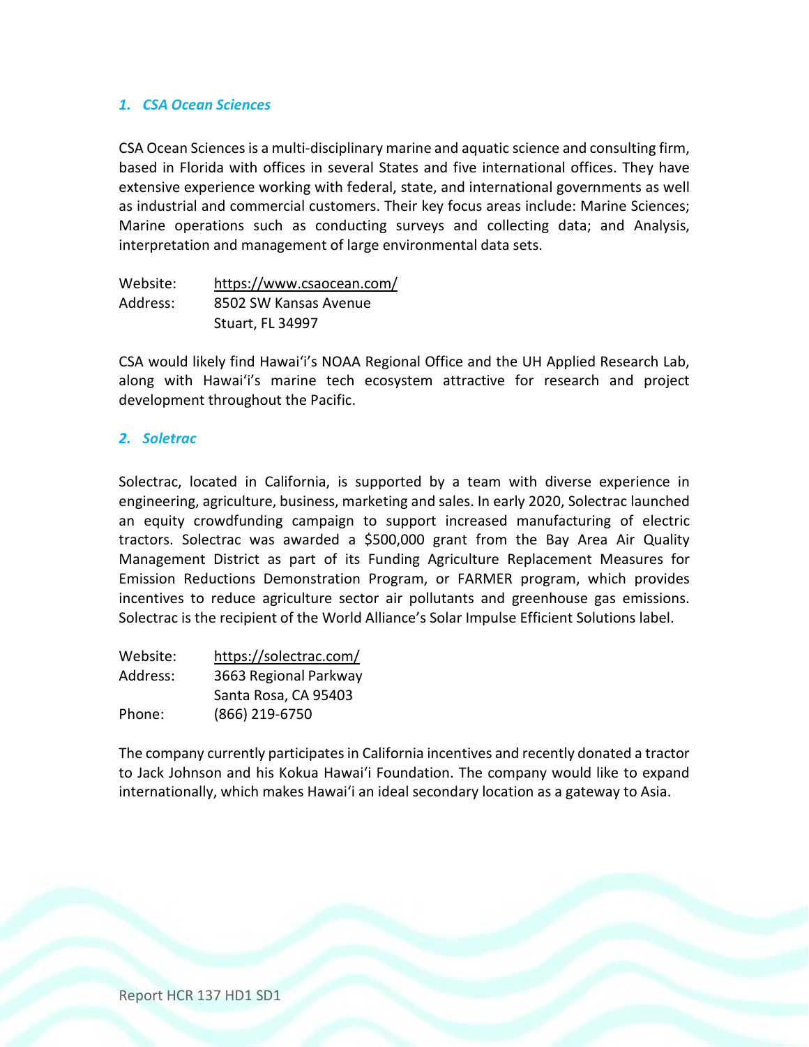### *1. CSA Ocean Sciences*

CSA Ocean Sciences is a multi-disciplinary marine and aquatic science and consulting firm, based in Florida with offices in several States and five international offices. They have extensive experience working with federal, state, and international governments as well as industrial and commercial customers. Their key focus areas include: Marine Sciences; Marine operations such as conducting surveys and collecting data; and Analysis, interpretation and management of large environmental data sets.

Website: https://www.csaocean.com/
Address: 8502 SW Kansas Avenue
Stuart, FL 34997

CSA would likely find Hawai'i's NOAA Regional Office and the UH Applied Research Lab, along with Hawai'i's marine tech ecosystem attractive for research and project development throughout the Pacific.

### *2. Soletrac*

Solectrac, located in California, is supported by a team with diverse experience in engineering, agriculture, business, marketing and sales. In early 2020, Solectrac launched an equity crowdfunding campaign to support increased manufacturing of electric tractors. Solectrac was awarded a $500,000 grant from the Bay Area Air Quality Management District as part of its Funding Agriculture Replacement Measures for Emission Reductions Demonstration Program, or FARMER program, which provides incentives to reduce agriculture sector air pollutants and greenhouse gas emissions. Solectrac is the recipient of the World Alliance's Solar Impulse Efficient Solutions label.

Website: https://solectrac.com/
Address: 3663 Regional Parkway
Santa Rosa, CA 95403
Phone: (866) 219-6750

The company currently participates in California incentives and recently donated a tractor to Jack Johnson and his Kokua Hawai'i Foundation. The company would like to expand internationally, which makes Hawai'i an ideal secondary location as a gateway to Asia.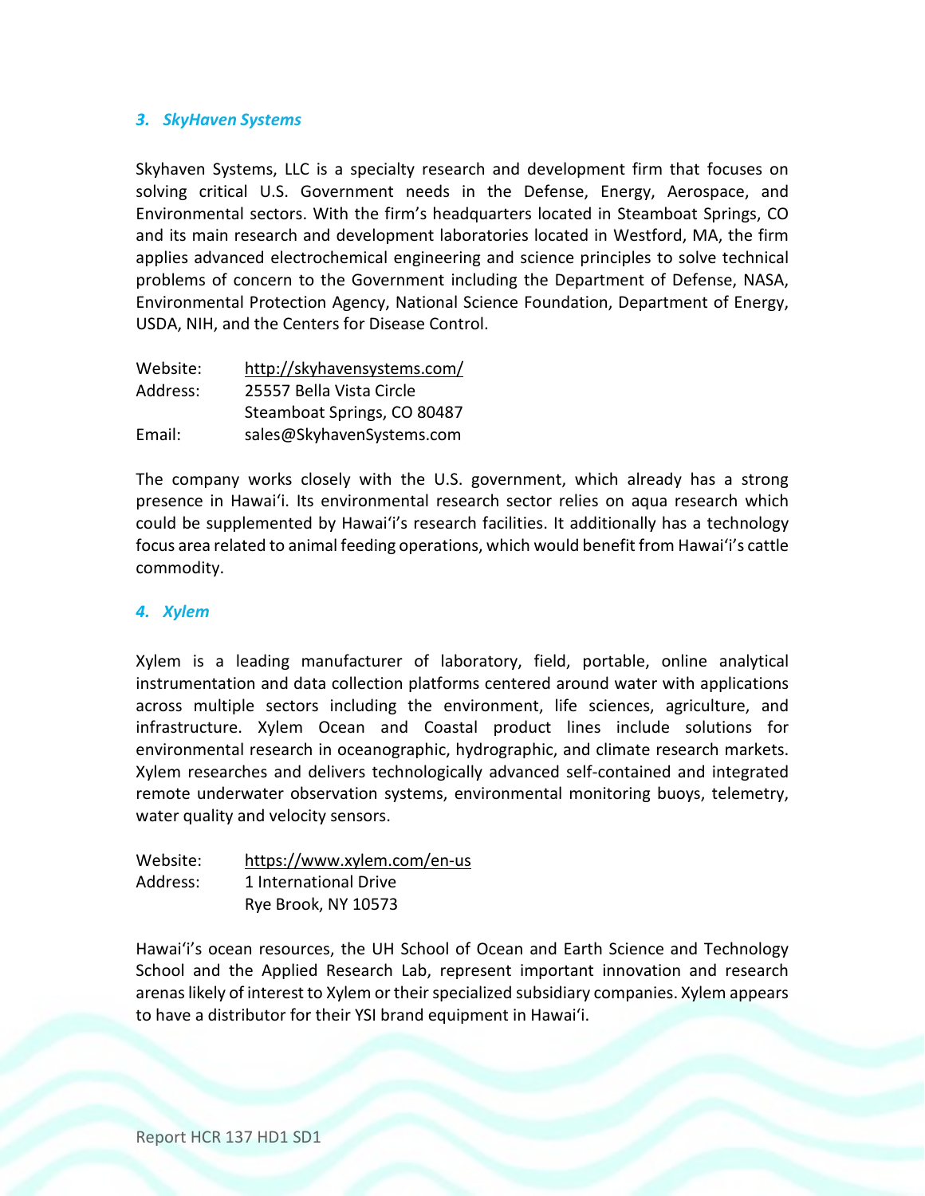### *3. SkyHaven Systems*

Skyhaven Systems, LLC is a specialty research and development firm that focuses on solving critical U.S. Government needs in the Defense, Energy, Aerospace, and Environmental sectors. With the firm's headquarters located in Steamboat Springs, CO and its main research and development laboratories located in Westford, MA, the firm applies advanced electrochemical engineering and science principles to solve technical problems of concern to the Government including the Department of Defense, NASA, Environmental Protection Agency, National Science Foundation, Department of Energy, USDA, NIH, and the Centers for Disease Control.

| | |
|---|---|
| Website: | http://skyhavensystems.com/ |
| Address: | 25557 Bella Vista Circle<br>Steamboat Springs, CO 80487 |
| Email: | sales@SkyhavenSystems.com |

The company works closely with the U.S. government, which already has a strong presence in Hawaiʻi. Its environmental research sector relies on aqua research which could be supplemented by Hawaiʻi's research facilities. It additionally has a technology focus area related to animal feeding operations, which would benefit from Hawaiʻi's cattle commodity.

### *4. Xylem*

Xylem is a leading manufacturer of laboratory, field, portable, online analytical instrumentation and data collection platforms centered around water with applications across multiple sectors including the environment, life sciences, agriculture, and infrastructure. Xylem Ocean and Coastal product lines include solutions for environmental research in oceanographic, hydrographic, and climate research markets. Xylem researches and delivers technologically advanced self-contained and integrated remote underwater observation systems, environmental monitoring buoys, telemetry, water quality and velocity sensors.

| | |
|---|---|
| Website: | https://www.xylem.com/en-us |
| Address: | 1 International Drive<br>Rye Brook, NY 10573 |

Hawaiʻi's ocean resources, the UH School of Ocean and Earth Science and Technology School and the Applied Research Lab, represent important innovation and research arenas likely of interest to Xylem or their specialized subsidiary companies. Xylem appears to have a distributor for their YSI brand equipment in Hawaiʻi.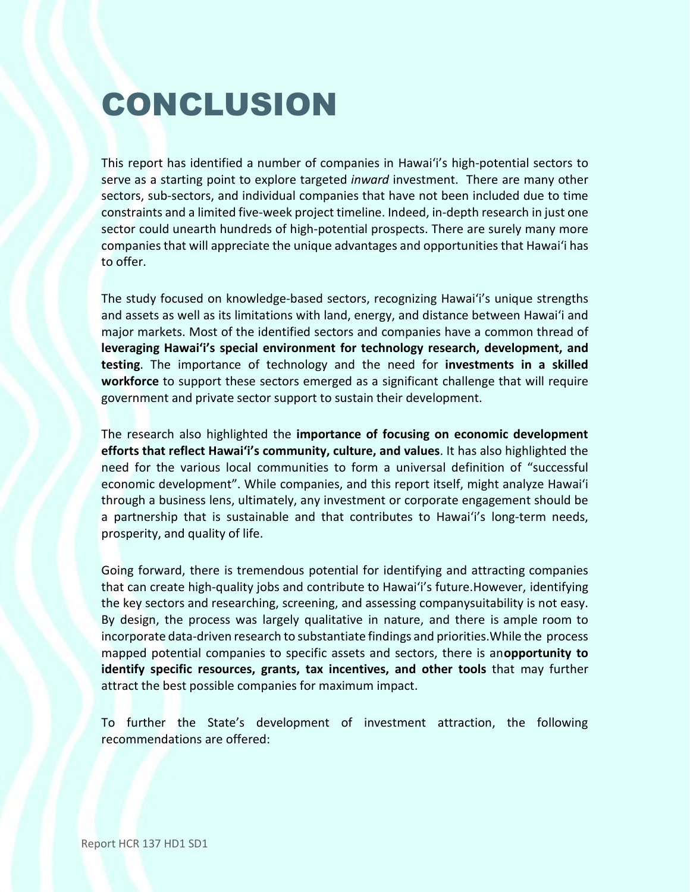# CONCLUSION

This report has identified a number of companies in Hawai'i's high-potential sectors to serve as a starting point to explore targeted *inward* investment. There are many other sectors, sub-sectors, and individual companies that have not been included due to time constraints and a limited five-week project timeline. Indeed, in-depth research in just one sector could unearth hundreds of high-potential prospects. There are surely many more companies that will appreciate the unique advantages and opportunities that Hawai'i has to offer.

The study focused on knowledge-based sectors, recognizing Hawai'i's unique strengths and assets as well as its limitations with land, energy, and distance between Hawai'i and major markets. Most of the identified sectors and companies have a common thread of **leveraging Hawai'i's special environment for technology research, development, and testing**. The importance of technology and the need for **investments in a skilled workforce** to support these sectors emerged as a significant challenge that will require government and private sector support to sustain their development.

The research also highlighted the **importance of focusing on economic development efforts that reflect Hawai'i's community, culture, and values**. It has also highlighted the need for the various local communities to form a universal definition of "successful economic development". While companies, and this report itself, might analyze Hawai'i through a business lens, ultimately, any investment or corporate engagement should be a partnership that is sustainable and that contributes to Hawai'i's long-term needs, prosperity, and quality of life.

Going forward, there is tremendous potential for identifying and attracting companies that can create high-quality jobs and contribute to Hawai'i's future.However, identifying the key sectors and researching, screening, and assessing companysuitability is not easy. By design, the process was largely qualitative in nature, and there is ample room to incorporate data-driven research to substantiate findings and priorities.While the process mapped potential companies to specific assets and sectors, there is an**opportunity to identify specific resources, grants, tax incentives, and other tools** that may further attract the best possible companies for maximum impact.

To further the State's development of investment attraction, the following recommendations are offered: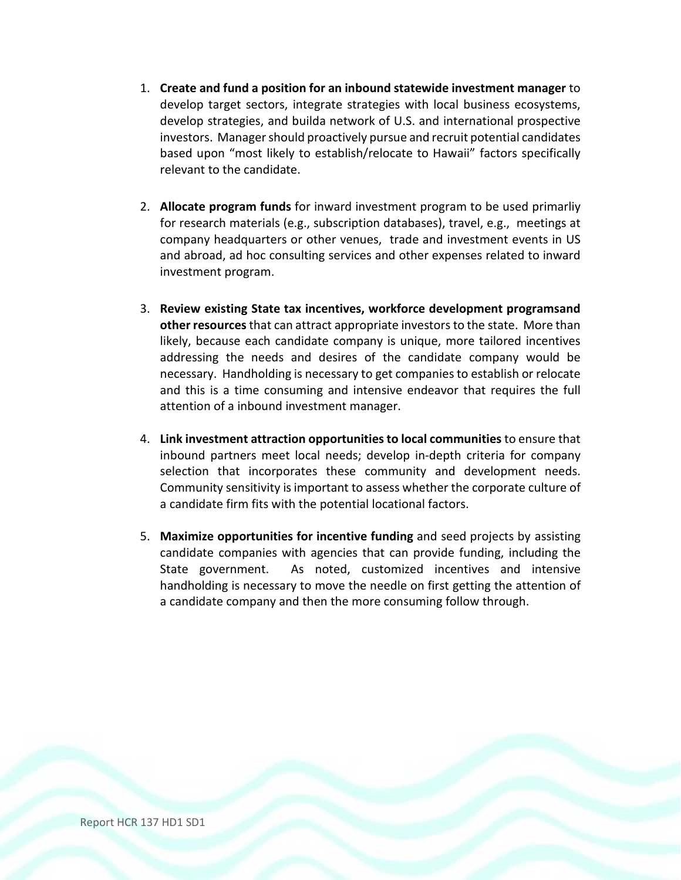1. **Create and fund a position for an inbound statewide investment manager** to develop target sectors, integrate strategies with local business ecosystems, develop strategies, and builda network of U.S. and international prospective investors. Manager should proactively pursue and recruit potential candidates based upon "most likely to establish/relocate to Hawaii" factors specifically relevant to the candidate.

2. **Allocate program funds** for inward investment program to be used primarliy for research materials (e.g., subscription databases), travel, e.g., meetings at company headquarters or other venues, trade and investment events in US and abroad, ad hoc consulting services and other expenses related to inward investment program.

3. **Review existing State tax incentives, workforce development programsand other resources** that can attract appropriate investors to the state. More than likely, because each candidate company is unique, more tailored incentives addressing the needs and desires of the candidate company would be necessary. Handholding is necessary to get companies to establish or relocate and this is a time consuming and intensive endeavor that requires the full attention of a inbound investment manager.

4. **Link investment attraction opportunities to local communities** to ensure that inbound partners meet local needs; develop in-depth criteria for company selection that incorporates these community and development needs. Community sensitivity is important to assess whether the corporate culture of a candidate firm fits with the potential locational factors.

5. **Maximize opportunities for incentive funding** and seed projects by assisting candidate companies with agencies that can provide funding, including the State government. As noted, customized incentives and intensive handholding is necessary to move the needle on first getting the attention of a candidate company and then the more consuming follow through.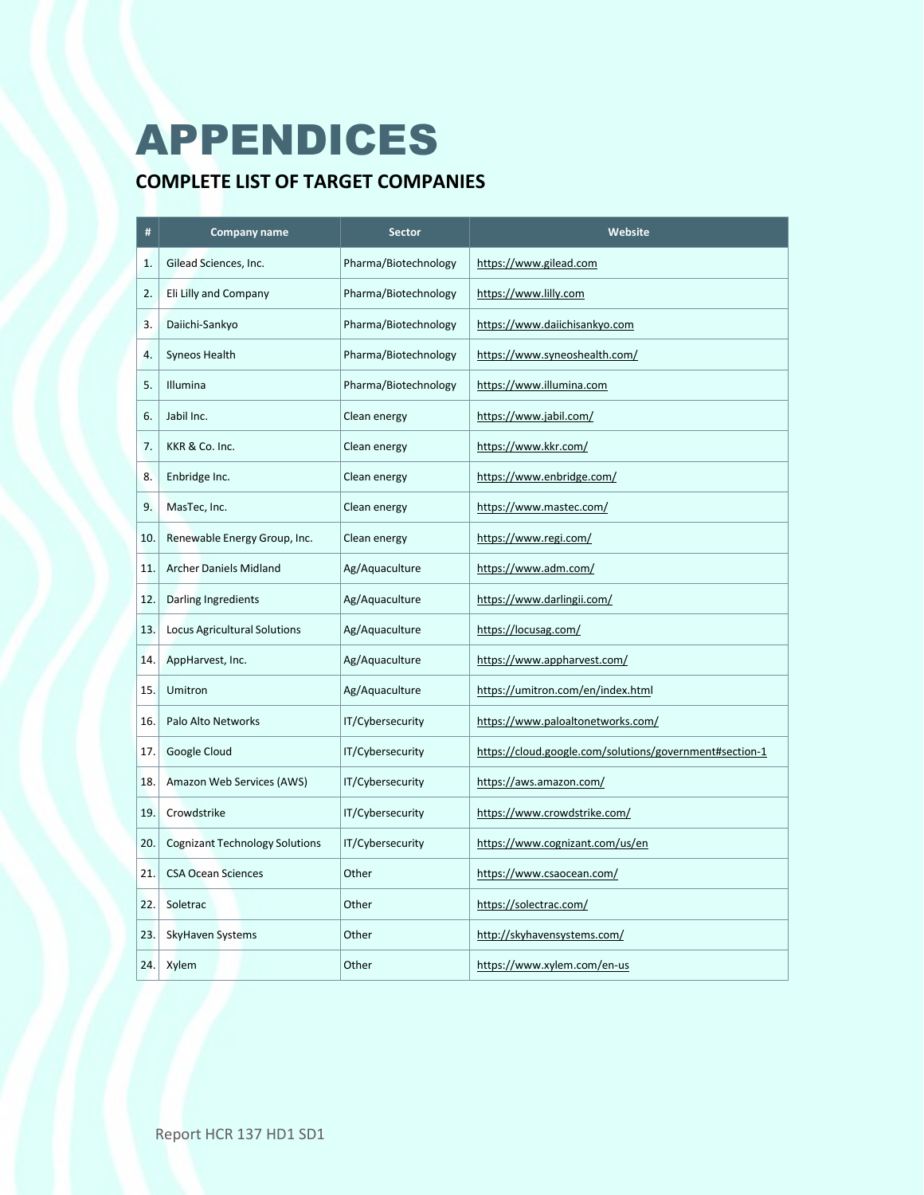# APPENDICES

## COMPLETE LIST OF TARGET COMPANIES

| # | Company name | Sector | Website |
|---|---|---|---|
| 1. | Gilead Sciences, Inc. | Pharma/Biotechnology | https://www.gilead.com |
| 2. | Eli Lilly and Company | Pharma/Biotechnology | https://www.lilly.com |
| 3. | Daiichi-Sankyo | Pharma/Biotechnology | https://www.daiichisankyo.com |
| 4. | Syneos Health | Pharma/Biotechnology | https://www.syneoshealth.com/ |
| 5. | Illumina | Pharma/Biotechnology | https://www.illumina.com |
| 6. | Jabil Inc. | Clean energy | https://www.jabil.com/ |
| 7. | KKR & Co. Inc. | Clean energy | https://www.kkr.com/ |
| 8. | Enbridge Inc. | Clean energy | https://www.enbridge.com/ |
| 9. | MasTec, Inc. | Clean energy | https://www.mastec.com/ |
| 10. | Renewable Energy Group, Inc. | Clean energy | https://www.regi.com/ |
| 11. | Archer Daniels Midland | Ag/Aquaculture | https://www.adm.com/ |
| 12. | Darling Ingredients | Ag/Aquaculture | https://www.darlingii.com/ |
| 13. | Locus Agricultural Solutions | Ag/Aquaculture | https://locusag.com/ |
| 14. | AppHarvest, Inc. | Ag/Aquaculture | https://www.appharvest.com/ |
| 15. | Umitron | Ag/Aquaculture | https://umitron.com/en/index.html |
| 16. | Palo Alto Networks | IT/Cybersecurity | https://www.paloaltonetworks.com/ |
| 17. | Google Cloud | IT/Cybersecurity | https://cloud.google.com/solutions/government#section-1 |
| 18. | Amazon Web Services (AWS) | IT/Cybersecurity | https://aws.amazon.com/ |
| 19. | Crowdstrike | IT/Cybersecurity | https://www.crowdstrike.com/ |
| 20. | Cognizant Technology Solutions | IT/Cybersecurity | https://www.cognizant.com/us/en |
| 21. | CSA Ocean Sciences | Other | https://www.csaocean.com/ |
| 22. | Soletrac | Other | https://solectrac.com/ |
| 23. | SkyHaven Systems | Other | http://skyhavensystems.com/ |
| 24. | Xylem | Other | https://www.xylem.com/en-us |

Report HCR 137 HD1 SD1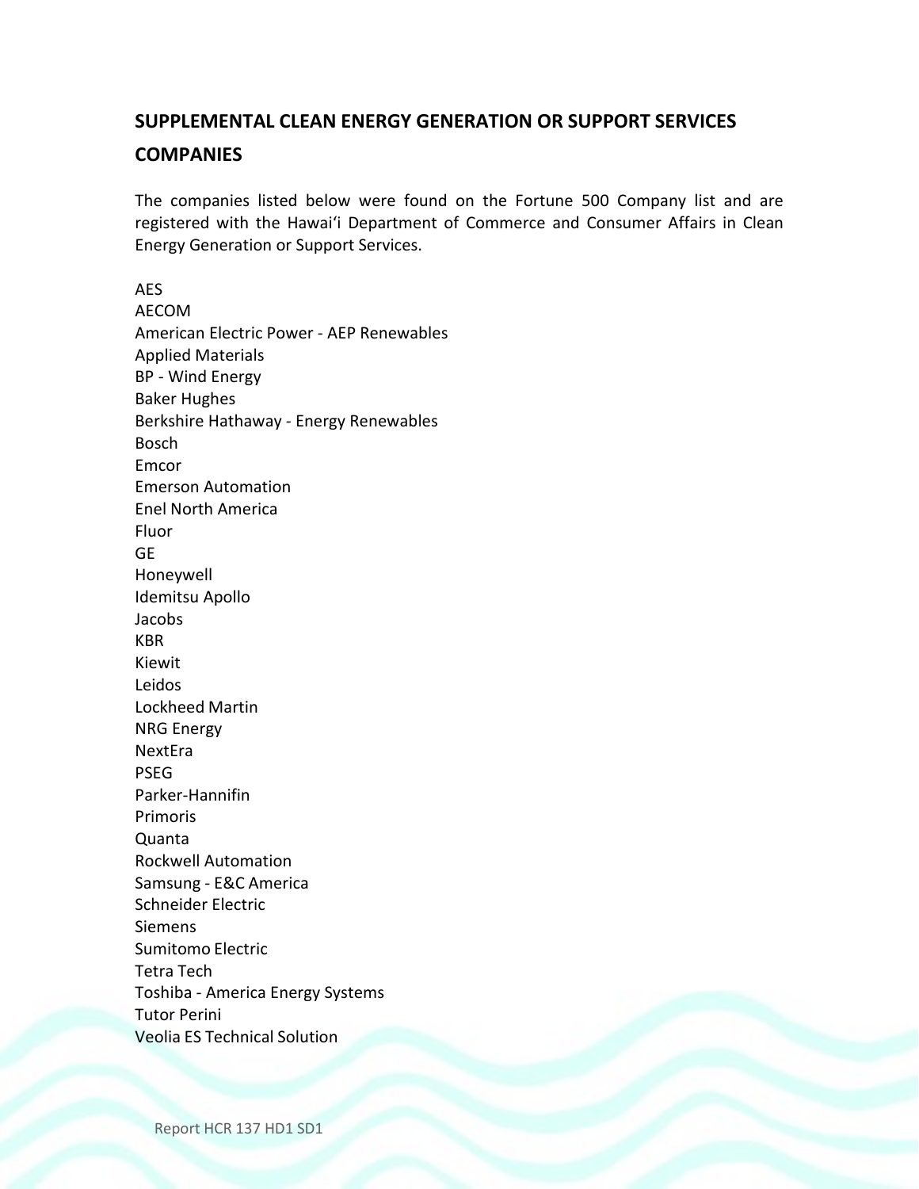## SUPPLEMENTAL CLEAN ENERGY GENERATION OR SUPPORT SERVICES COMPANIES

The companies listed below were found on the Fortune 500 Company list and are registered with the Hawaiʻi Department of Commerce and Consumer Affairs in Clean Energy Generation or Support Services.

AES
AECOM
American Electric Power - AEP Renewables
Applied Materials
BP - Wind Energy
Baker Hughes
Berkshire Hathaway - Energy Renewables
Bosch
Emcor
Emerson Automation
Enel North America
Fluor
GE
Honeywell
Idemitsu Apollo
Jacobs
KBR
Kiewit
Leidos
Lockheed Martin
NRG Energy
NextEra
PSEG
Parker-Hannifin
Primoris
Quanta
Rockwell Automation
Samsung - E&C America
Schneider Electric
Siemens
Sumitomo Electric
Tetra Tech
Toshiba - America Energy Systems
Tutor Perini
Veolia ES Technical Solution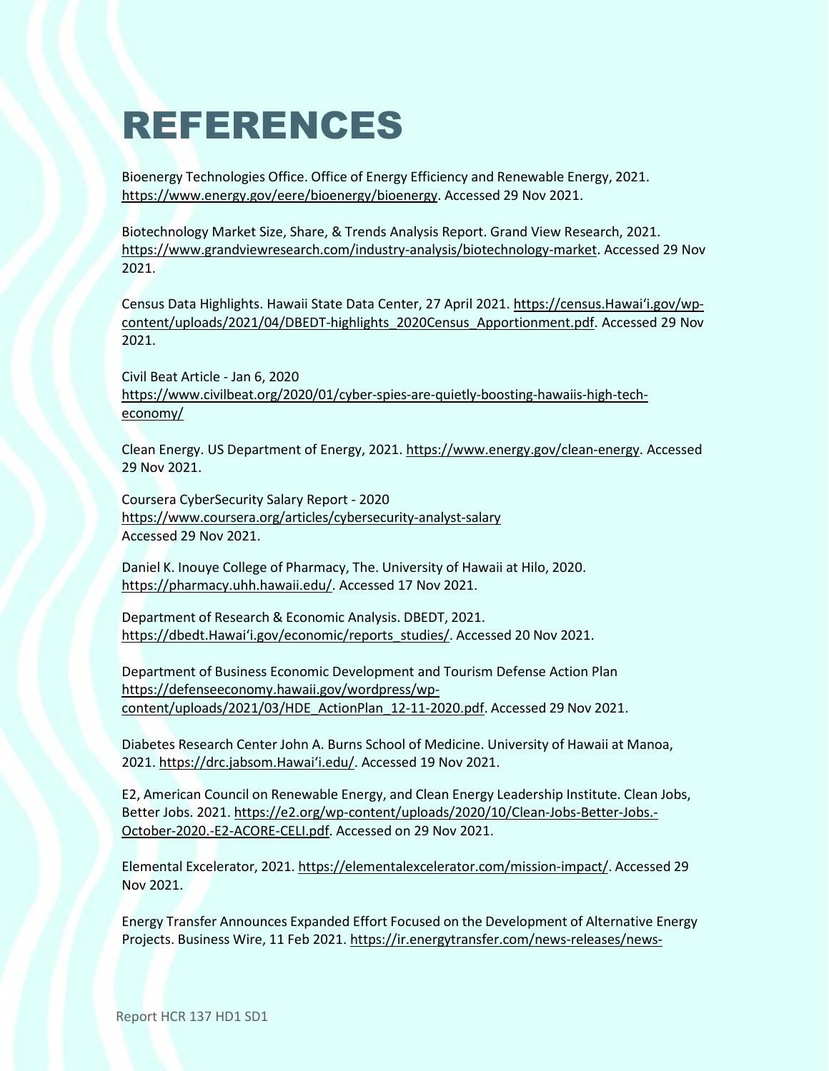# REFERENCES

Bioenergy Technologies Office. Office of Energy Efficiency and Renewable Energy, 2021. https://www.energy.gov/eere/bioenergy/bioenergy. Accessed 29 Nov 2021.

Biotechnology Market Size, Share, & Trends Analysis Report. Grand View Research, 2021. https://www.grandviewresearch.com/industry-analysis/biotechnology-market. Accessed 29 Nov 2021.

Census Data Highlights. Hawaii State Data Center, 27 April 2021. https://census.Hawaiʻi.gov/wp-content/uploads/2021/04/DBEDT-highlights_2020Census_Apportionment.pdf. Accessed 29 Nov 2021.

Civil Beat Article - Jan 6, 2020
https://www.civilbeat.org/2020/01/cyber-spies-are-quietly-boosting-hawaiis-high-tech-economy/

Clean Energy. US Department of Energy, 2021. https://www.energy.gov/clean-energy. Accessed 29 Nov 2021.

Coursera CyberSecurity Salary Report - 2020
https://www.coursera.org/articles/cybersecurity-analyst-salary
Accessed 29 Nov 2021.

Daniel K. Inouye College of Pharmacy, The. University of Hawaii at Hilo, 2020. https://pharmacy.uhh.hawaii.edu/. Accessed 17 Nov 2021.

Department of Research & Economic Analysis. DBEDT, 2021. https://dbedt.Hawaiʻi.gov/economic/reports_studies/. Accessed 20 Nov 2021.

Department of Business Economic Development and Tourism Defense Action Plan https://defenseeconomy.hawaii.gov/wordpress/wp-content/uploads/2021/03/HDE_ActionPlan_12-11-2020.pdf. Accessed 29 Nov 2021.

Diabetes Research Center John A. Burns School of Medicine. University of Hawaii at Manoa, 2021. https://drc.jabsom.Hawaiʻi.edu/. Accessed 19 Nov 2021.

E2, American Council on Renewable Energy, and Clean Energy Leadership Institute. Clean Jobs, Better Jobs. 2021. https://e2.org/wp-content/uploads/2020/10/Clean-Jobs-Better-Jobs.-October-2020.-E2-ACORE-CELI.pdf. Accessed on 29 Nov 2021.

Elemental Excelerator, 2021. https://elementalexcelerator.com/mission-impact/. Accessed 29 Nov 2021.

Energy Transfer Announces Expanded Effort Focused on the Development of Alternative Energy Projects. Business Wire, 11 Feb 2021. https://ir.energytransfer.com/news-releases/news-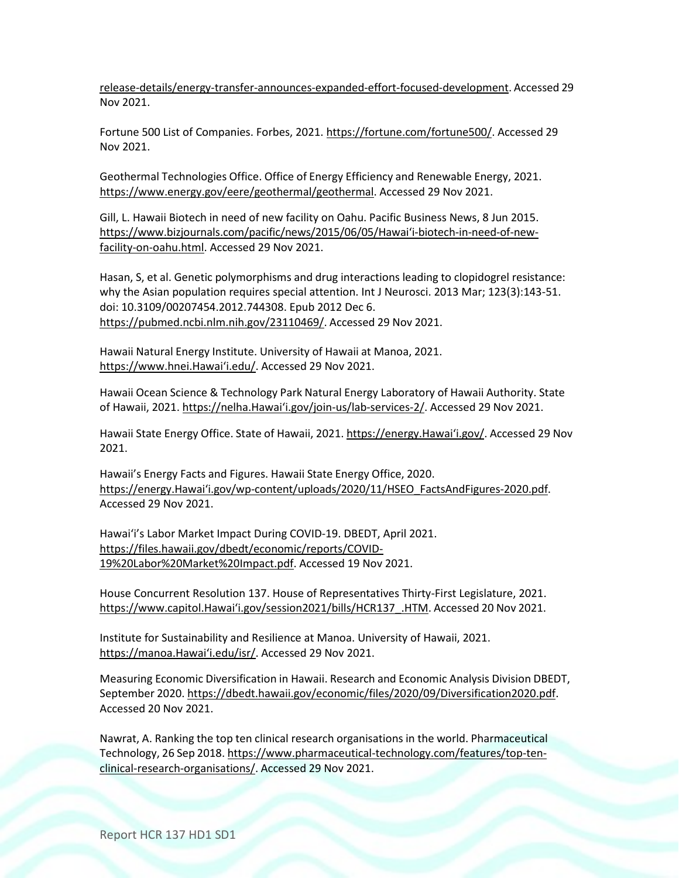release-details/energy-transfer-announces-expanded-effort-focused-development. Accessed 29 Nov 2021.

Fortune 500 List of Companies. Forbes, 2021. https://fortune.com/fortune500/. Accessed 29 Nov 2021.

Geothermal Technologies Office. Office of Energy Efficiency and Renewable Energy, 2021. https://www.energy.gov/eere/geothermal/geothermal. Accessed 29 Nov 2021.

Gill, L. Hawaii Biotech in need of new facility on Oahu. Pacific Business News, 8 Jun 2015. https://www.bizjournals.com/pacific/news/2015/06/05/Hawaiʻi-biotech-in-need-of-new-facility-on-oahu.html. Accessed 29 Nov 2021.

Hasan, S, et al. Genetic polymorphisms and drug interactions leading to clopidogrel resistance: why the Asian population requires special attention. Int J Neurosci. 2013 Mar; 123(3):143-51. doi: 10.3109/00207454.2012.744308. Epub 2012 Dec 6. https://pubmed.ncbi.nlm.nih.gov/23110469/. Accessed 29 Nov 2021.

Hawaii Natural Energy Institute. University of Hawaii at Manoa, 2021. https://www.hnei.Hawaiʻi.edu/. Accessed 29 Nov 2021.

Hawaii Ocean Science & Technology Park Natural Energy Laboratory of Hawaii Authority. State of Hawaii, 2021. https://nelha.Hawaiʻi.gov/join-us/lab-services-2/. Accessed 29 Nov 2021.

Hawaii State Energy Office. State of Hawaii, 2021. https://energy.Hawaiʻi.gov/. Accessed 29 Nov 2021.

Hawaii's Energy Facts and Figures. Hawaii State Energy Office, 2020. https://energy.Hawaiʻi.gov/wp-content/uploads/2020/11/HSEO_FactsAndFigures-2020.pdf. Accessed 29 Nov 2021.

Hawaiʻi's Labor Market Impact During COVID-19. DBEDT, April 2021. https://files.hawaii.gov/dbedt/economic/reports/COVID-19%20Labor%20Market%20Impact.pdf. Accessed 19 Nov 2021.

House Concurrent Resolution 137. House of Representatives Thirty-First Legislature, 2021. https://www.capitol.Hawaiʻi.gov/session2021/bills/HCR137_.HTM. Accessed 20 Nov 2021.

Institute for Sustainability and Resilience at Manoa. University of Hawaii, 2021. https://manoa.Hawaiʻi.edu/isr/. Accessed 29 Nov 2021.

Measuring Economic Diversification in Hawaii. Research and Economic Analysis Division DBEDT, September 2020. https://dbedt.hawaii.gov/economic/files/2020/09/Diversification2020.pdf. Accessed 20 Nov 2021.

Nawrat, A. Ranking the top ten clinical research organisations in the world. Pharmaceutical Technology, 26 Sep 2018. https://www.pharmaceutical-technology.com/features/top-ten-clinical-research-organisations/. Accessed 29 Nov 2021.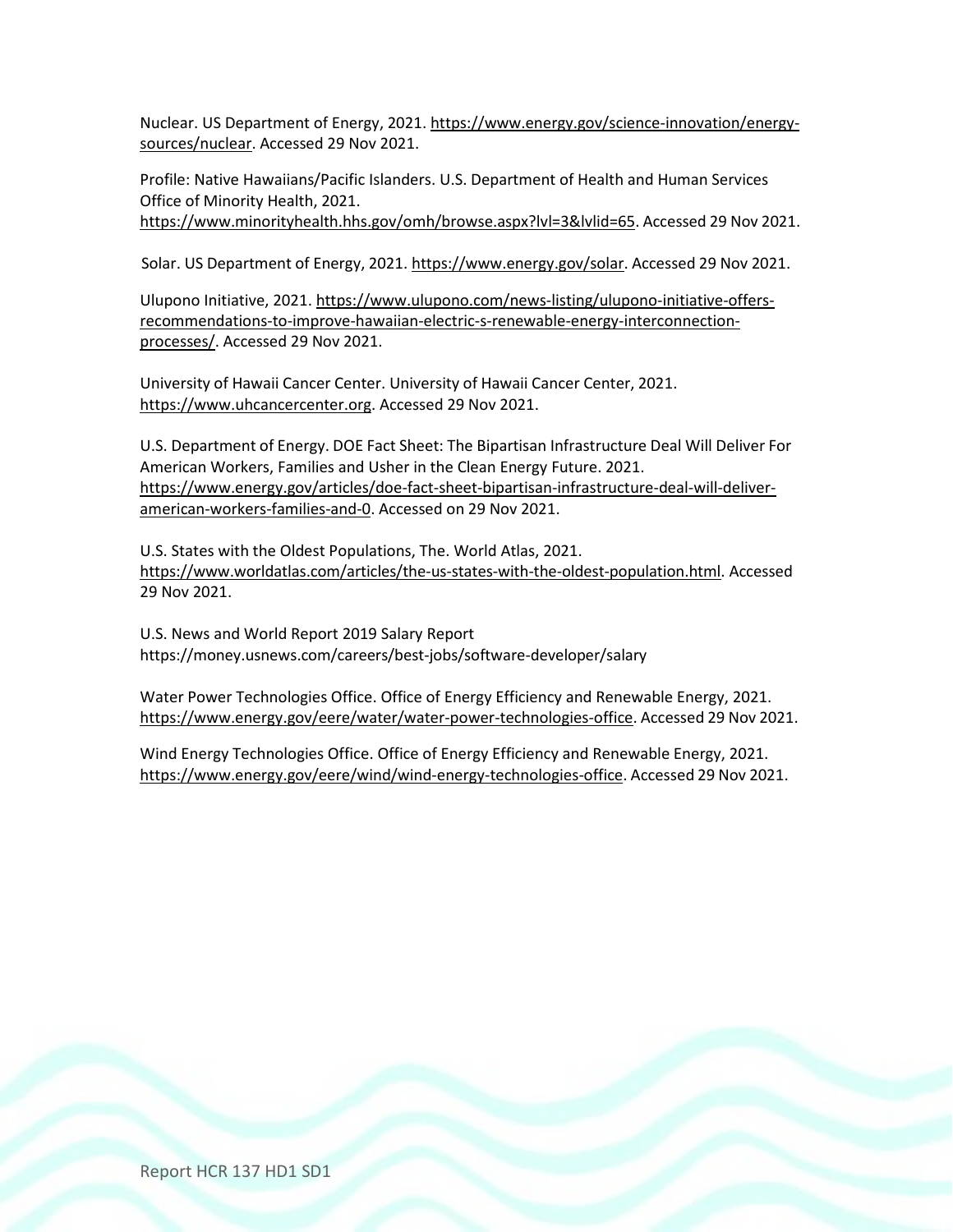Nuclear. US Department of Energy, 2021. https://www.energy.gov/science-innovation/energy-sources/nuclear. Accessed 29 Nov 2021.

Profile: Native Hawaiians/Pacific Islanders. U.S. Department of Health and Human Services Office of Minority Health, 2021. https://www.minorityhealth.hhs.gov/omh/browse.aspx?lvl=3&lvlid=65. Accessed 29 Nov 2021.

Solar. US Department of Energy, 2021. https://www.energy.gov/solar. Accessed 29 Nov 2021.

Ulupono Initiative, 2021. https://www.ulupono.com/news-listing/ulupono-initiative-offers-recommendations-to-improve-hawaiian-electric-s-renewable-energy-interconnection-processes/. Accessed 29 Nov 2021.

University of Hawaii Cancer Center. University of Hawaii Cancer Center, 2021. https://www.uhcancercenter.org. Accessed 29 Nov 2021.

U.S. Department of Energy. DOE Fact Sheet: The Bipartisan Infrastructure Deal Will Deliver For American Workers, Families and Usher in the Clean Energy Future. 2021. https://www.energy.gov/articles/doe-fact-sheet-bipartisan-infrastructure-deal-will-deliver-american-workers-families-and-0. Accessed on 29 Nov 2021.

U.S. States with the Oldest Populations, The. World Atlas, 2021. https://www.worldatlas.com/articles/the-us-states-with-the-oldest-population.html. Accessed 29 Nov 2021.

U.S. News and World Report 2019 Salary Report https://money.usnews.com/careers/best-jobs/software-developer/salary

Water Power Technologies Office. Office of Energy Efficiency and Renewable Energy, 2021. https://www.energy.gov/eere/water/water-power-technologies-office. Accessed 29 Nov 2021.

Wind Energy Technologies Office. Office of Energy Efficiency and Renewable Energy, 2021. https://www.energy.gov/eere/wind/wind-energy-technologies-office. Accessed 29 Nov 2021.